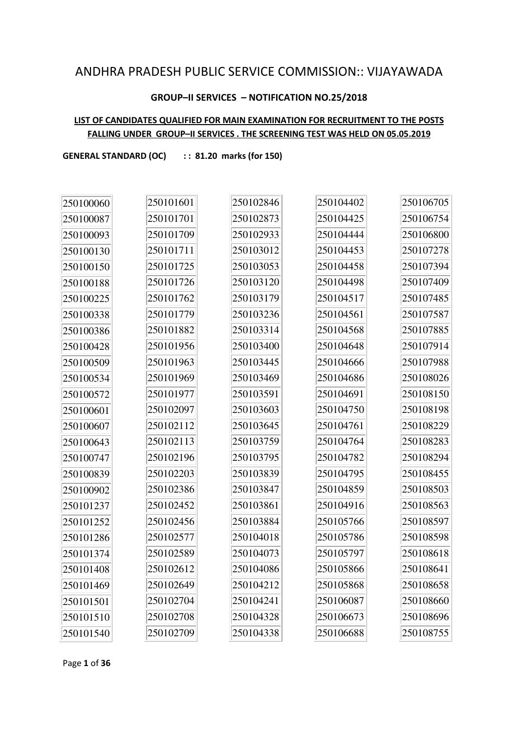# ANDHRA PRADESH PUBLIC SERVICE COMMISSION:: VIJAYAWADA

## GROUP–II SERVICES – NOTIFICATION NO.25/2018

**LIST OF CANDIDATES QUALIFIED FOR MAIN EXAMINATION FOR RECRUITMENT TO THE POSTS FALLING UNDER GROUP–II SERVICES . THE SCREENING TEST WAS HELD ON 05.05.2019**

**GENERAL STANDARD (OC) : : 81.20 marks (for 150)**

| | | | | |
|---|---|---|---|---|
| 250100060 | 250101601 | 250102846 | 250104402 | 250106705 |
| 250100087 | 250101701 | 250102873 | 250104425 | 250106754 |
| 250100093 | 250101709 | 250102933 | 250104444 | 250106800 |
| 250100130 | 250101711 | 250103012 | 250104453 | 250107278 |
| 250100150 | 250101725 | 250103053 | 250104458 | 250107394 |
| 250100188 | 250101726 | 250103120 | 250104498 | 250107409 |
| 250100225 | 250101762 | 250103179 | 250104517 | 250107485 |
| 250100338 | 250101779 | 250103236 | 250104561 | 250107587 |
| 250100386 | 250101882 | 250103314 | 250104568 | 250107885 |
| 250100428 | 250101956 | 250103400 | 250104648 | 250107914 |
| 250100509 | 250101963 | 250103445 | 250104666 | 250107988 |
| 250100534 | 250101969 | 250103469 | 250104686 | 250108026 |
| 250100572 | 250101977 | 250103591 | 250104691 | 250108150 |
| 250100601 | 250102097 | 250103603 | 250104750 | 250108198 |
| 250100607 | 250102112 | 250103645 | 250104761 | 250108229 |
| 250100643 | 250102113 | 250103759 | 250104764 | 250108283 |
| 250100747 | 250102196 | 250103795 | 250104782 | 250108294 |
| 250100839 | 250102203 | 250103839 | 250104795 | 250108455 |
| 250100902 | 250102386 | 250103847 | 250104859 | 250108503 |
| 250101237 | 250102452 | 250103861 | 250104916 | 250108563 |
| 250101252 | 250102456 | 250103884 | 250105766 | 250108597 |
| 250101286 | 250102577 | 250104018 | 250105786 | 250108598 |
| 250101374 | 250102589 | 250104073 | 250105797 | 250108618 |
| 250101408 | 250102612 | 250104086 | 250105866 | 250108641 |
| 250101469 | 250102649 | 250104212 | 250105868 | 250108658 |
| 250101501 | 250102704 | 250104241 | 250106087 | 250108660 |
| 250101510 | 250102708 | 250104328 | 250106673 | 250108696 |
| 250101540 | 250102709 | 250104338 | 250106688 | 250108755 |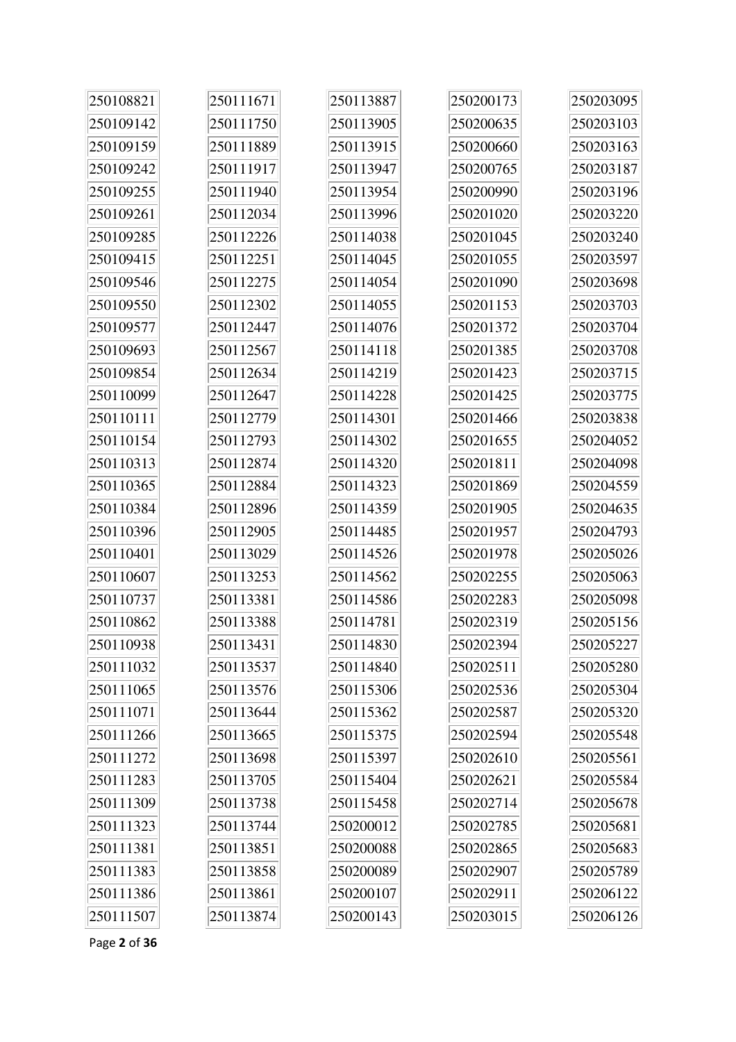| | | | | |
|---|---|---|---|---|
| 250108821 | 250111671 | 250113887 | 250200173 | 250203095 |
| 250109142 | 250111750 | 250113905 | 250200635 | 250203103 |
| 250109159 | 250111889 | 250113915 | 250200660 | 250203163 |
| 250109242 | 250111917 | 250113947 | 250200765 | 250203187 |
| 250109255 | 250111940 | 250113954 | 250200990 | 250203196 |
| 250109261 | 250112034 | 250113996 | 250201020 | 250203220 |
| 250109285 | 250112226 | 250114038 | 250201045 | 250203240 |
| 250109415 | 250112251 | 250114045 | 250201055 | 250203597 |
| 250109546 | 250112275 | 250114054 | 250201090 | 250203698 |
| 250109550 | 250112302 | 250114055 | 250201153 | 250203703 |
| 250109577 | 250112447 | 250114076 | 250201372 | 250203704 |
| 250109693 | 250112567 | 250114118 | 250201385 | 250203708 |
| 250109854 | 250112634 | 250114219 | 250201423 | 250203715 |
| 250110099 | 250112647 | 250114228 | 250201425 | 250203775 |
| 250110111 | 250112779 | 250114301 | 250201466 | 250203838 |
| 250110154 | 250112793 | 250114302 | 250201655 | 250204052 |
| 250110313 | 250112874 | 250114320 | 250201811 | 250204098 |
| 250110365 | 250112884 | 250114323 | 250201869 | 250204559 |
| 250110384 | 250112896 | 250114359 | 250201905 | 250204635 |
| 250110396 | 250112905 | 250114485 | 250201957 | 250204793 |
| 250110401 | 250113029 | 250114526 | 250201978 | 250205026 |
| 250110607 | 250113253 | 250114562 | 250202255 | 250205063 |
| 250110737 | 250113381 | 250114586 | 250202283 | 250205098 |
| 250110862 | 250113388 | 250114781 | 250202319 | 250205156 |
| 250110938 | 250113431 | 250114830 | 250202394 | 250205227 |
| 250111032 | 250113537 | 250114840 | 250202511 | 250205280 |
| 250111065 | 250113576 | 250115306 | 250202536 | 250205304 |
| 250111071 | 250113644 | 250115362 | 250202587 | 250205320 |
| 250111266 | 250113665 | 250115375 | 250202594 | 250205548 |
| 250111272 | 250113698 | 250115397 | 250202610 | 250205561 |
| 250111283 | 250113705 | 250115404 | 250202621 | 250205584 |
| 250111309 | 250113738 | 250115458 | 250202714 | 250205678 |
| 250111323 | 250113744 | 250200012 | 250202785 | 250205681 |
| 250111381 | 250113851 | 250200088 | 250202865 | 250205683 |
| 250111383 | 250113858 | 250200089 | 250202907 | 250205789 |
| 250111386 | 250113861 | 250200107 | 250202911 | 250206122 |
| 250111507 | 250113874 | 250200143 | 250203015 | 250206126 |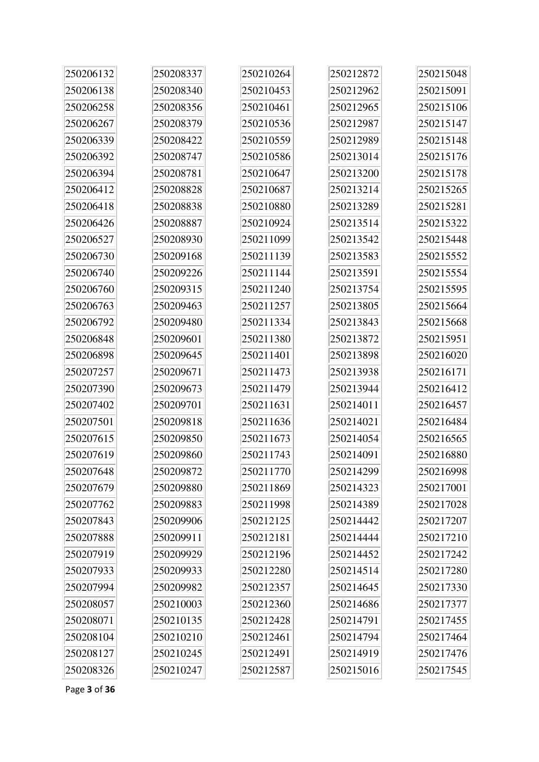| | | | | |
|---|---|---|---|---|
| 250206132 | 250208337 | 250210264 | 250212872 | 250215048 |
| 250206138 | 250208340 | 250210453 | 250212962 | 250215091 |
| 250206258 | 250208356 | 250210461 | 250212965 | 250215106 |
| 250206267 | 250208379 | 250210536 | 250212987 | 250215147 |
| 250206339 | 250208422 | 250210559 | 250212989 | 250215148 |
| 250206392 | 250208747 | 250210586 | 250213014 | 250215176 |
| 250206394 | 250208781 | 250210647 | 250213200 | 250215178 |
| 250206412 | 250208828 | 250210687 | 250213214 | 250215265 |
| 250206418 | 250208838 | 250210880 | 250213289 | 250215281 |
| 250206426 | 250208887 | 250210924 | 250213514 | 250215322 |
| 250206527 | 250208930 | 250211099 | 250213542 | 250215448 |
| 250206730 | 250209168 | 250211139 | 250213583 | 250215552 |
| 250206740 | 250209226 | 250211144 | 250213591 | 250215554 |
| 250206760 | 250209315 | 250211240 | 250213754 | 250215595 |
| 250206763 | 250209463 | 250211257 | 250213805 | 250215664 |
| 250206792 | 250209480 | 250211334 | 250213843 | 250215668 |
| 250206848 | 250209601 | 250211380 | 250213872 | 250215951 |
| 250206898 | 250209645 | 250211401 | 250213898 | 250216020 |
| 250207257 | 250209671 | 250211473 | 250213938 | 250216171 |
| 250207390 | 250209673 | 250211479 | 250213944 | 250216412 |
| 250207402 | 250209701 | 250211631 | 250214011 | 250216457 |
| 250207501 | 250209818 | 250211636 | 250214021 | 250216484 |
| 250207615 | 250209850 | 250211673 | 250214054 | 250216565 |
| 250207619 | 250209860 | 250211743 | 250214091 | 250216880 |
| 250207648 | 250209872 | 250211770 | 250214299 | 250216998 |
| 250207679 | 250209880 | 250211869 | 250214323 | 250217001 |
| 250207762 | 250209883 | 250211998 | 250214389 | 250217028 |
| 250207843 | 250209906 | 250212125 | 250214442 | 250217207 |
| 250207888 | 250209911 | 250212181 | 250214444 | 250217210 |
| 250207919 | 250209929 | 250212196 | 250214452 | 250217242 |
| 250207933 | 250209933 | 250212280 | 250214514 | 250217280 |
| 250207994 | 250209982 | 250212357 | 250214645 | 250217330 |
| 250208057 | 250210003 | 250212360 | 250214686 | 250217377 |
| 250208071 | 250210135 | 250212428 | 250214791 | 250217455 |
| 250208104 | 250210210 | 250212461 | 250214794 | 250217464 |
| 250208127 | 250210245 | 250212491 | 250214919 | 250217476 |
| 250208326 | 250210247 | 250212587 | 250215016 | 250217545 |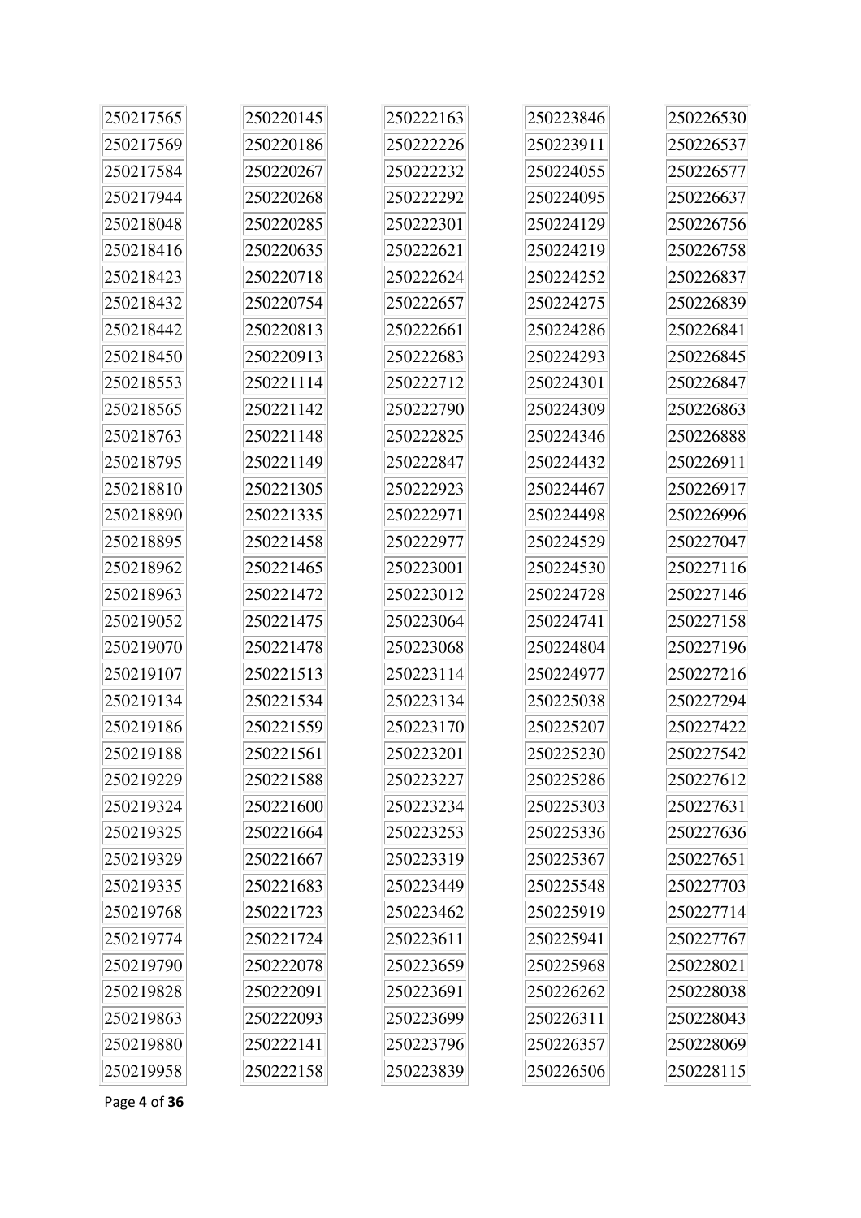| | | | | |
|---|---|---|---|---|
| 250217565 | 250220145 | 250222163 | 250223846 | 250226530 |
| 250217569 | 250220186 | 250222226 | 250223911 | 250226537 |
| 250217584 | 250220267 | 250222232 | 250224055 | 250226577 |
| 250217944 | 250220268 | 250222292 | 250224095 | 250226637 |
| 250218048 | 250220285 | 250222301 | 250224129 | 250226756 |
| 250218416 | 250220635 | 250222621 | 250224219 | 250226758 |
| 250218423 | 250220718 | 250222624 | 250224252 | 250226837 |
| 250218432 | 250220754 | 250222657 | 250224275 | 250226839 |
| 250218442 | 250220813 | 250222661 | 250224286 | 250226841 |
| 250218450 | 250220913 | 250222683 | 250224293 | 250226845 |
| 250218553 | 250221114 | 250222712 | 250224301 | 250226847 |
| 250218565 | 250221142 | 250222790 | 250224309 | 250226863 |
| 250218763 | 250221148 | 250222825 | 250224346 | 250226888 |
| 250218795 | 250221149 | 250222847 | 250224432 | 250226911 |
| 250218810 | 250221305 | 250222923 | 250224467 | 250226917 |
| 250218890 | 250221335 | 250222971 | 250224498 | 250226996 |
| 250218895 | 250221458 | 250222977 | 250224529 | 250227047 |
| 250218962 | 250221465 | 250223001 | 250224530 | 250227116 |
| 250218963 | 250221472 | 250223012 | 250224728 | 250227146 |
| 250219052 | 250221475 | 250223064 | 250224741 | 250227158 |
| 250219070 | 250221478 | 250223068 | 250224804 | 250227196 |
| 250219107 | 250221513 | 250223114 | 250224977 | 250227216 |
| 250219134 | 250221534 | 250223134 | 250225038 | 250227294 |
| 250219186 | 250221559 | 250223170 | 250225207 | 250227422 |
| 250219188 | 250221561 | 250223201 | 250225230 | 250227542 |
| 250219229 | 250221588 | 250223227 | 250225286 | 250227612 |
| 250219324 | 250221600 | 250223234 | 250225303 | 250227631 |
| 250219325 | 250221664 | 250223253 | 250225336 | 250227636 |
| 250219329 | 250221667 | 250223319 | 250225367 | 250227651 |
| 250219335 | 250221683 | 250223449 | 250225548 | 250227703 |
| 250219768 | 250221723 | 250223462 | 250225919 | 250227714 |
| 250219774 | 250221724 | 250223611 | 250225941 | 250227767 |
| 250219790 | 250222078 | 250223659 | 250225968 | 250228021 |
| 250219828 | 250222091 | 250223691 | 250226262 | 250228038 |
| 250219863 | 250222093 | 250223699 | 250226311 | 250228043 |
| 250219880 | 250222141 | 250223796 | 250226357 | 250228069 |
| 250219958 | 250222158 | 250223839 | 250226506 | 250228115 |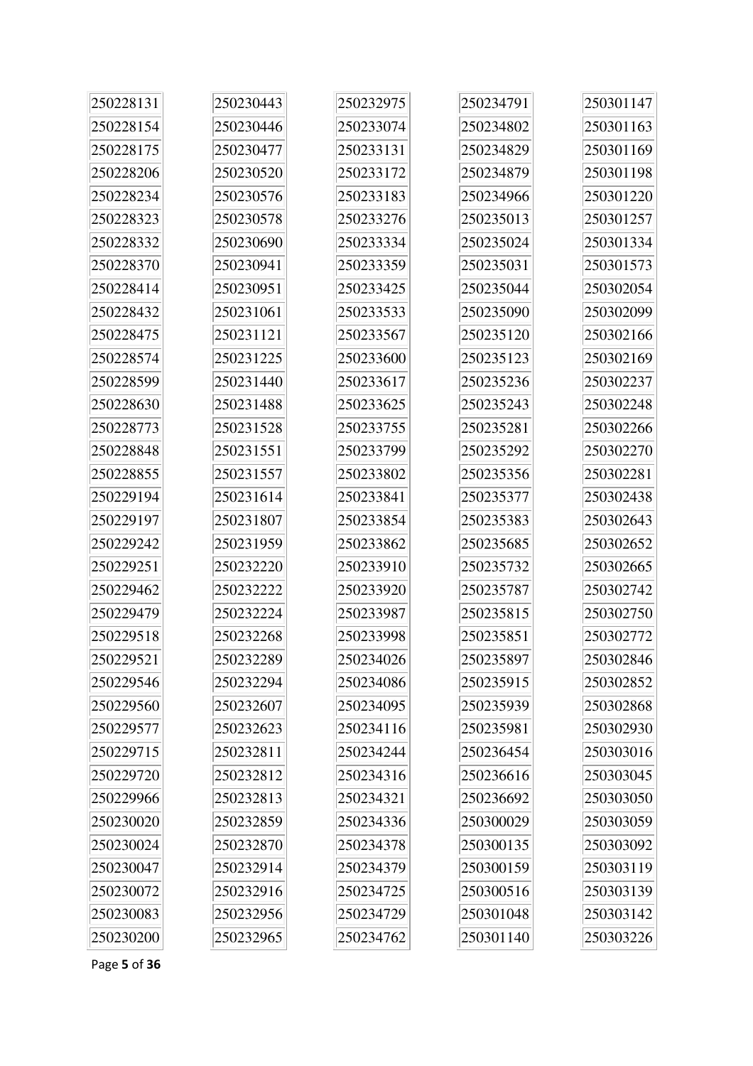250228131
250228154
250228175
250228206
250228234
250228323
250228332
250228370
250228414
250228432
250228475
250228574
250228599
250228630
250228773
250228848
250228855
250229194
250229197
250229242
250229251
250229462
250229479
250229518
250229521
250229546
250229560
250229577
250229715
250229720
250229966
250230020
250230024
250230047
250230072
250230083
250230200
250230443
250230446
250230477
250230520
250230576
250230578
250230690
250230941
250230951
250231061
250231121
250231225
250231440
250231488
250231528
250231551
250231557
250231614
250231807
250231959
250232220
250232222
250232224
250232268
250232289
250232294
250232607
250232623
250232811
250232812
250232813
250232859
250232870
250232914
250232916
250232956
250232965
250232975
250233074
250233131
250233172
250233183
250233276
250233334
250233359
250233425
250233533
250233567
250233600
250233617
250233625
250233755
250233799
250233802
250233841
250233854
250233862
250233910
250233920
250233987
250233998
250234026
250234086
250234095
250234116
250234244
250234316
250234321
250234336
250234378
250234379
250234725
250234729
250234762
250234791
250234802
250234829
250234879
250234966
250235013
250235024
250235031
250235044
250235090
250235120
250235123
250235236
250235243
250235281
250235292
250235356
250235377
250235383
250235685
250235732
250235787
250235815
250235851
250235897
250235915
250235939
250235981
250236454
250236616
250236692
250300029
250300135
250300159
250300516
250301048
250301140
250301147
250301163
250301169
250301198
250301220
250301257
250301334
250301573
250302054
250302099
250302166
250302169
250302237
250302248
250302266
250302270
250302281
250302438
250302643
250302652
250302665
250302742
250302750
250302772
250302846
250302852
250302868
250302930
250303016
250303045
250303050
250303059
250303092
250303119
250303139
250303142
250303226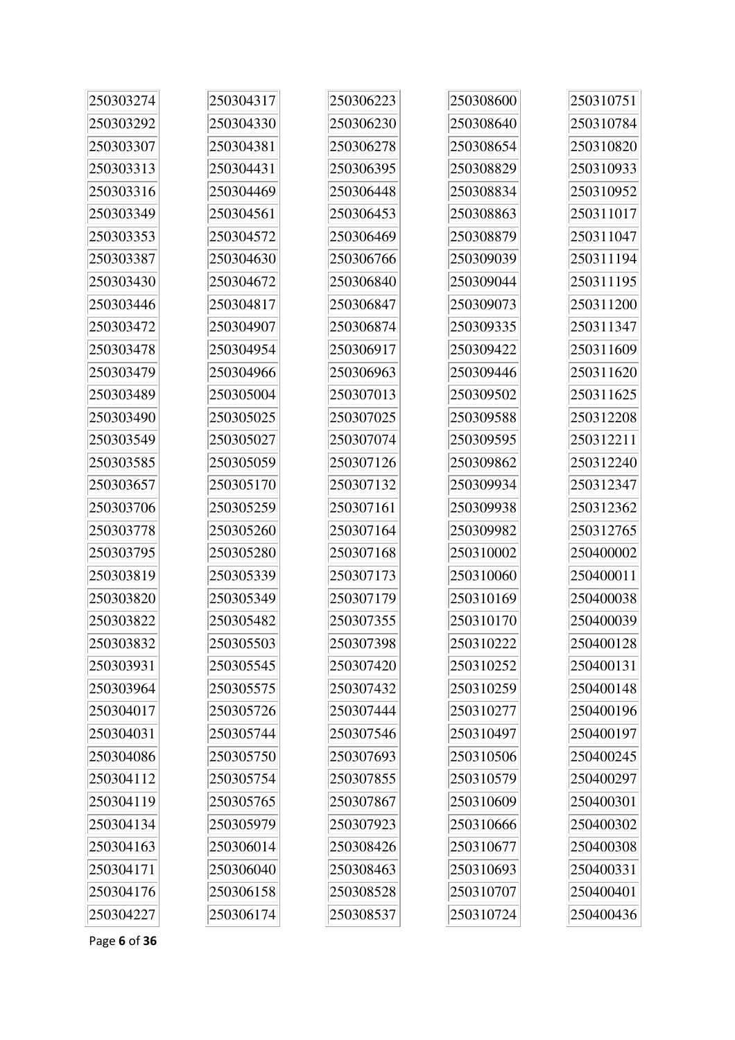250303274
250303292
250303307
250303313
250303316
250303349
250303353
250303387
250303430
250303446
250303472
250303478
250303479
250303489
250303490
250303549
250303585
250303657
250303706
250303778
250303795
250303819
250303820
250303822
250303832
250303931
250303964
250304017
250304031
250304086
250304112
250304119
250304134
250304163
250304171
250304176
250304227

250304317
250304330
250304381
250304431
250304469
250304561
250304572
250304630
250304672
250304817
250304907
250304954
250304966
250305004
250305025
250305027
250305059
250305170
250305259
250305260
250305280
250305339
250305349
250305482
250305503
250305545
250305575
250305726
250305744
250305750
250305754
250305765
250305979
250306014
250306040
250306158
250306174

250306223
250306230
250306278
250306395
250306448
250306453
250306469
250306766
250306840
250306847
250306874
250306917
250306963
250307013
250307025
250307074
250307126
250307132
250307161
250307164
250307168
250307173
250307179
250307355
250307398
250307420
250307432
250307444
250307546
250307693
250307855
250307867
250307923
250308426
250308463
250308528
250308537

250308600
250308640
250308654
250308829
250308834
250308863
250308879
250309039
250309044
250309073
250309335
250309422
250309446
250309502
250309588
250309595
250309862
250309934
250309938
250309982
250310002
250310060
250310169
250310170
250310222
250310252
250310259
250310277
250310497
250310506
250310579
250310609
250310666
250310677
250310693
250310707
250310724

250310751
250310784
250310820
250310933
250310952
250311017
250311047
250311194
250311195
250311200
250311347
250311609
250311620
250311625
250312208
250312211
250312240
250312347
250312362
250312765
250400002
250400011
250400038
250400039
250400128
250400131
250400148
250400196
250400197
250400245
250400297
250400301
250400302
250400308
250400331
250400401
250400436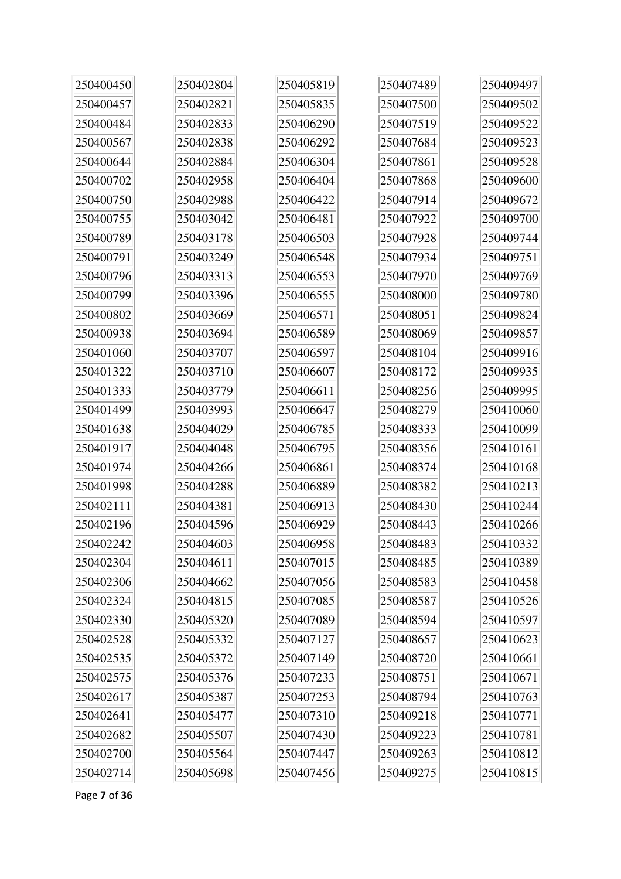| | | | | |
|---|---|---|---|---|
| 250400450 | 250402804 | 250405819 | 250407489 | 250409497 |
| 250400457 | 250402821 | 250405835 | 250407500 | 250409502 |
| 250400484 | 250402833 | 250406290 | 250407519 | 250409522 |
| 250400567 | 250402838 | 250406292 | 250407684 | 250409523 |
| 250400644 | 250402884 | 250406304 | 250407861 | 250409528 |
| 250400702 | 250402958 | 250406404 | 250407868 | 250409600 |
| 250400750 | 250402988 | 250406422 | 250407914 | 250409672 |
| 250400755 | 250403042 | 250406481 | 250407922 | 250409700 |
| 250400789 | 250403178 | 250406503 | 250407928 | 250409744 |
| 250400791 | 250403249 | 250406548 | 250407934 | 250409751 |
| 250400796 | 250403313 | 250406553 | 250407970 | 250409769 |
| 250400799 | 250403396 | 250406555 | 250408000 | 250409780 |
| 250400802 | 250403669 | 250406571 | 250408051 | 250409824 |
| 250400938 | 250403694 | 250406589 | 250408069 | 250409857 |
| 250401060 | 250403707 | 250406597 | 250408104 | 250409916 |
| 250401322 | 250403710 | 250406607 | 250408172 | 250409935 |
| 250401333 | 250403779 | 250406611 | 250408256 | 250409995 |
| 250401499 | 250403993 | 250406647 | 250408279 | 250410060 |
| 250401638 | 250404029 | 250406785 | 250408333 | 250410099 |
| 250401917 | 250404048 | 250406795 | 250408356 | 250410161 |
| 250401974 | 250404266 | 250406861 | 250408374 | 250410168 |
| 250401998 | 250404288 | 250406889 | 250408382 | 250410213 |
| 250402111 | 250404381 | 250406913 | 250408430 | 250410244 |
| 250402196 | 250404596 | 250406929 | 250408443 | 250410266 |
| 250402242 | 250404603 | 250406958 | 250408483 | 250410332 |
| 250402304 | 250404611 | 250407015 | 250408485 | 250410389 |
| 250402306 | 250404662 | 250407056 | 250408583 | 250410458 |
| 250402324 | 250404815 | 250407085 | 250408587 | 250410526 |
| 250402330 | 250405320 | 250407089 | 250408594 | 250410597 |
| 250402528 | 250405332 | 250407127 | 250408657 | 250410623 |
| 250402535 | 250405372 | 250407149 | 250408720 | 250410661 |
| 250402575 | 250405376 | 250407233 | 250408751 | 250410671 |
| 250402617 | 250405387 | 250407253 | 250408794 | 250410763 |
| 250402641 | 250405477 | 250407310 | 250409218 | 250410771 |
| 250402682 | 250405507 | 250407430 | 250409223 | 250410781 |
| 250402700 | 250405564 | 250407447 | 250409263 | 250410812 |
| 250402714 | 250405698 | 250407456 | 250409275 | 250410815 |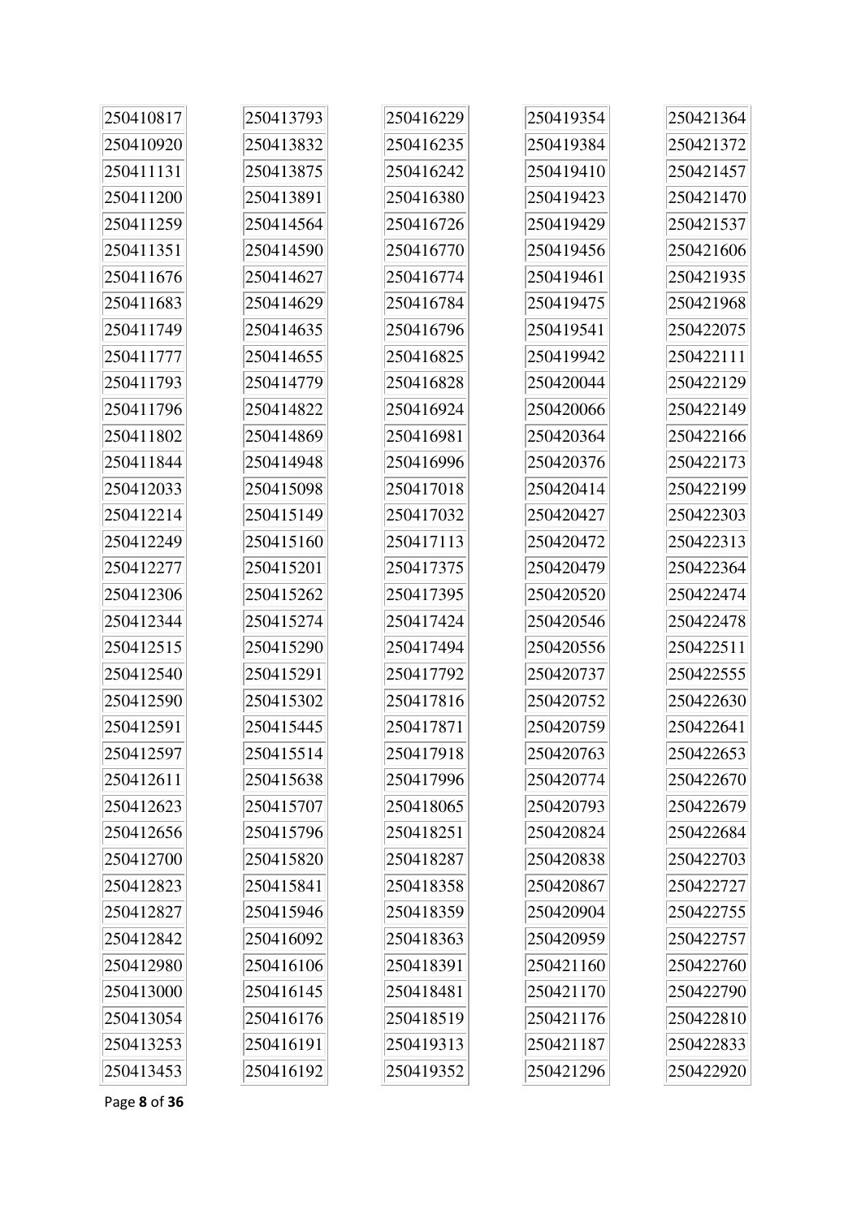| | | | | |
|---|---|---|---|---|
| 250410817 | 250413793 | 250416229 | 250419354 | 250421364 |
| 250410920 | 250413832 | 250416235 | 250419384 | 250421372 |
| 250411131 | 250413875 | 250416242 | 250419410 | 250421457 |
| 250411200 | 250413891 | 250416380 | 250419423 | 250421470 |
| 250411259 | 250414564 | 250416726 | 250419429 | 250421537 |
| 250411351 | 250414590 | 250416770 | 250419456 | 250421606 |
| 250411676 | 250414627 | 250416774 | 250419461 | 250421935 |
| 250411683 | 250414629 | 250416784 | 250419475 | 250421968 |
| 250411749 | 250414635 | 250416796 | 250419541 | 250422075 |
| 250411777 | 250414655 | 250416825 | 250419942 | 250422111 |
| 250411793 | 250414779 | 250416828 | 250420044 | 250422129 |
| 250411796 | 250414822 | 250416924 | 250420066 | 250422149 |
| 250411802 | 250414869 | 250416981 | 250420364 | 250422166 |
| 250411844 | 250414948 | 250416996 | 250420376 | 250422173 |
| 250412033 | 250415098 | 250417018 | 250420414 | 250422199 |
| 250412214 | 250415149 | 250417032 | 250420427 | 250422303 |
| 250412249 | 250415160 | 250417113 | 250420472 | 250422313 |
| 250412277 | 250415201 | 250417375 | 250420479 | 250422364 |
| 250412306 | 250415262 | 250417395 | 250420520 | 250422474 |
| 250412344 | 250415274 | 250417424 | 250420546 | 250422478 |
| 250412515 | 250415290 | 250417494 | 250420556 | 250422511 |
| 250412540 | 250415291 | 250417792 | 250420737 | 250422555 |
| 250412590 | 250415302 | 250417816 | 250420752 | 250422630 |
| 250412591 | 250415445 | 250417871 | 250420759 | 250422641 |
| 250412597 | 250415514 | 250417918 | 250420763 | 250422653 |
| 250412611 | 250415638 | 250417996 | 250420774 | 250422670 |
| 250412623 | 250415707 | 250418065 | 250420793 | 250422679 |
| 250412656 | 250415796 | 250418251 | 250420824 | 250422684 |
| 250412700 | 250415820 | 250418287 | 250420838 | 250422703 |
| 250412823 | 250415841 | 250418358 | 250420867 | 250422727 |
| 250412827 | 250415946 | 250418359 | 250420904 | 250422755 |
| 250412842 | 250416092 | 250418363 | 250420959 | 250422757 |
| 250412980 | 250416106 | 250418391 | 250421160 | 250422760 |
| 250413000 | 250416145 | 250418481 | 250421170 | 250422790 |
| 250413054 | 250416176 | 250418519 | 250421176 | 250422810 |
| 250413253 | 250416191 | 250419313 | 250421187 | 250422833 |
| 250413453 | 250416192 | 250419352 | 250421296 | 250422920 |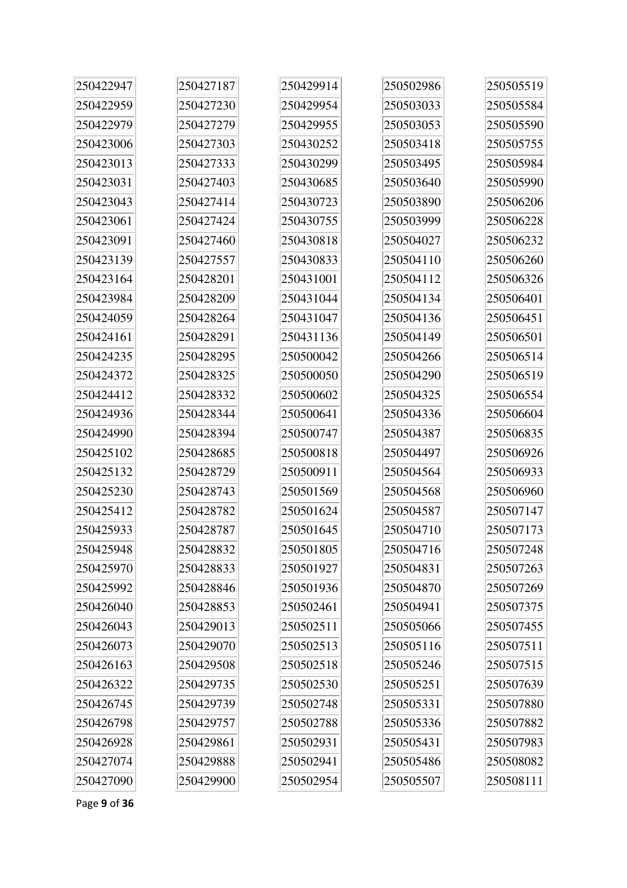| | | | | |
|---|---|---|---|---|
| 250422947 | 250427187 | 250429914 | 250502986 | 250505519 |
| 250422959 | 250427230 | 250429954 | 250503033 | 250505584 |
| 250422979 | 250427279 | 250429955 | 250503053 | 250505590 |
| 250423006 | 250427303 | 250430252 | 250503418 | 250505755 |
| 250423013 | 250427333 | 250430299 | 250503495 | 250505984 |
| 250423031 | 250427403 | 250430685 | 250503640 | 250505990 |
| 250423043 | 250427414 | 250430723 | 250503890 | 250506206 |
| 250423061 | 250427424 | 250430755 | 250503999 | 250506228 |
| 250423091 | 250427460 | 250430818 | 250504027 | 250506232 |
| 250423139 | 250427557 | 250430833 | 250504110 | 250506260 |
| 250423164 | 250428201 | 250431001 | 250504112 | 250506326 |
| 250423984 | 250428209 | 250431044 | 250504134 | 250506401 |
| 250424059 | 250428264 | 250431047 | 250504136 | 250506451 |
| 250424161 | 250428291 | 250431136 | 250504149 | 250506501 |
| 250424235 | 250428295 | 250500042 | 250504266 | 250506514 |
| 250424372 | 250428325 | 250500050 | 250504290 | 250506519 |
| 250424412 | 250428332 | 250500602 | 250504325 | 250506554 |
| 250424936 | 250428344 | 250500641 | 250504336 | 250506604 |
| 250424990 | 250428394 | 250500747 | 250504387 | 250506835 |
| 250425102 | 250428685 | 250500818 | 250504497 | 250506926 |
| 250425132 | 250428729 | 250500911 | 250504564 | 250506933 |
| 250425230 | 250428743 | 250501569 | 250504568 | 250506960 |
| 250425412 | 250428782 | 250501624 | 250504587 | 250507147 |
| 250425933 | 250428787 | 250501645 | 250504710 | 250507173 |
| 250425948 | 250428832 | 250501805 | 250504716 | 250507248 |
| 250425970 | 250428833 | 250501927 | 250504831 | 250507263 |
| 250425992 | 250428846 | 250501936 | 250504870 | 250507269 |
| 250426040 | 250428853 | 250502461 | 250504941 | 250507375 |
| 250426043 | 250429013 | 250502511 | 250505066 | 250507455 |
| 250426073 | 250429070 | 250502513 | 250505116 | 250507511 |
| 250426163 | 250429508 | 250502518 | 250505246 | 250507515 |
| 250426322 | 250429735 | 250502530 | 250505251 | 250507639 |
| 250426745 | 250429739 | 250502748 | 250505331 | 250507880 |
| 250426798 | 250429757 | 250502788 | 250505336 | 250507882 |
| 250426928 | 250429861 | 250502931 | 250505431 | 250507983 |
| 250427074 | 250429888 | 250502941 | 250505486 | 250508082 |
| 250427090 | 250429900 | 250502954 | 250505507 | 250508111 |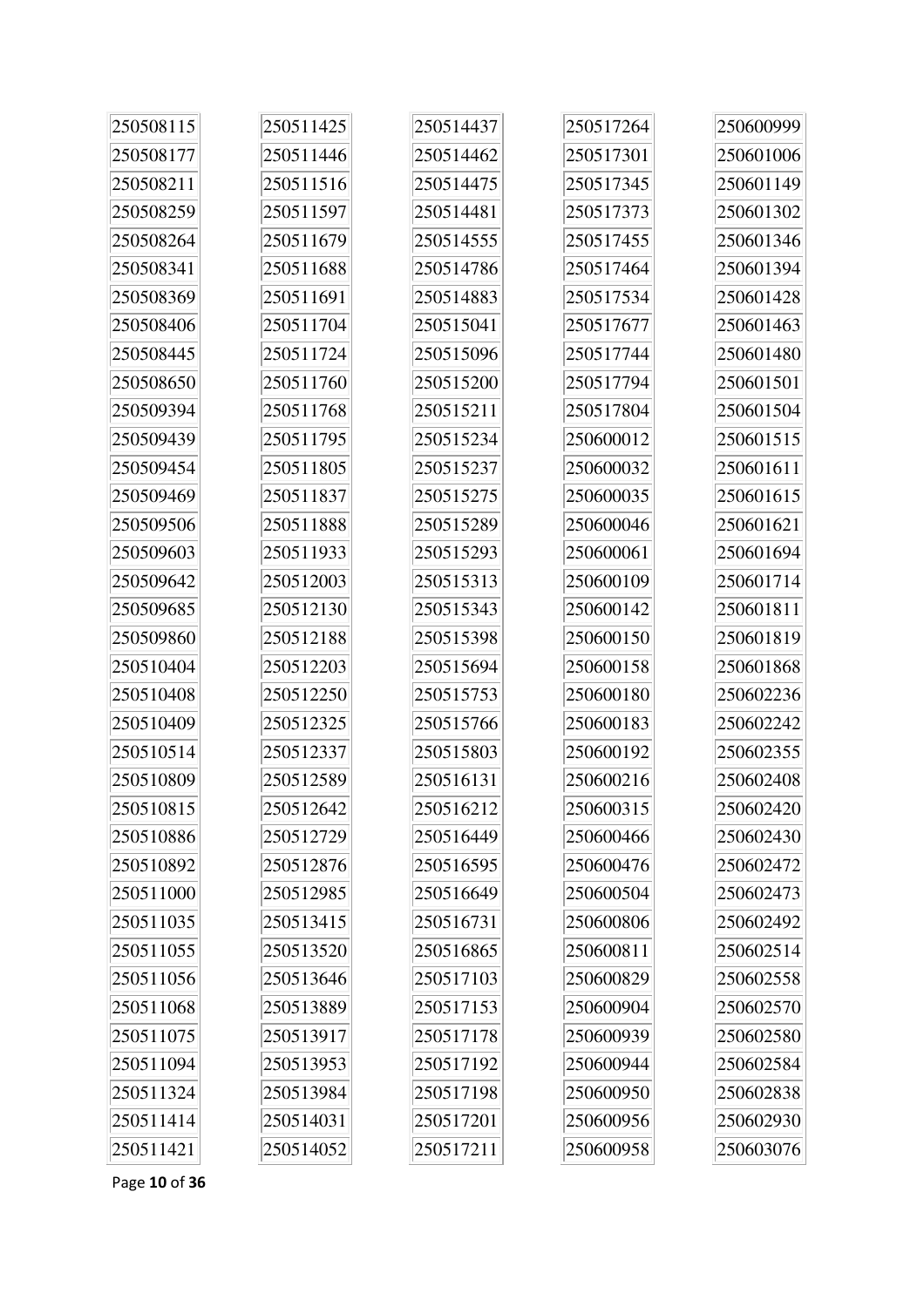| | | | | |
|---|---|---|---|---|
| 250508115 | 250511425 | 250514437 | 250517264 | 250600999 |
| 250508177 | 250511446 | 250514462 | 250517301 | 250601006 |
| 250508211 | 250511516 | 250514475 | 250517345 | 250601149 |
| 250508259 | 250511597 | 250514481 | 250517373 | 250601302 |
| 250508264 | 250511679 | 250514555 | 250517455 | 250601346 |
| 250508341 | 250511688 | 250514786 | 250517464 | 250601394 |
| 250508369 | 250511691 | 250514883 | 250517534 | 250601428 |
| 250508406 | 250511704 | 250515041 | 250517677 | 250601463 |
| 250508445 | 250511724 | 250515096 | 250517744 | 250601480 |
| 250508650 | 250511760 | 250515200 | 250517794 | 250601501 |
| 250509394 | 250511768 | 250515211 | 250517804 | 250601504 |
| 250509439 | 250511795 | 250515234 | 250600012 | 250601515 |
| 250509454 | 250511805 | 250515237 | 250600032 | 250601611 |
| 250509469 | 250511837 | 250515275 | 250600035 | 250601615 |
| 250509506 | 250511888 | 250515289 | 250600046 | 250601621 |
| 250509603 | 250511933 | 250515293 | 250600061 | 250601694 |
| 250509642 | 250512003 | 250515313 | 250600109 | 250601714 |
| 250509685 | 250512130 | 250515343 | 250600142 | 250601811 |
| 250509860 | 250512188 | 250515398 | 250600150 | 250601819 |
| 250510404 | 250512203 | 250515694 | 250600158 | 250601868 |
| 250510408 | 250512250 | 250515753 | 250600180 | 250602236 |
| 250510409 | 250512325 | 250515766 | 250600183 | 250602242 |
| 250510514 | 250512337 | 250515803 | 250600192 | 250602355 |
| 250510809 | 250512589 | 250516131 | 250600216 | 250602408 |
| 250510815 | 250512642 | 250516212 | 250600315 | 250602420 |
| 250510886 | 250512729 | 250516449 | 250600466 | 250602430 |
| 250510892 | 250512876 | 250516595 | 250600476 | 250602472 |
| 250511000 | 250512985 | 250516649 | 250600504 | 250602473 |
| 250511035 | 250513415 | 250516731 | 250600806 | 250602492 |
| 250511055 | 250513520 | 250516865 | 250600811 | 250602514 |
| 250511056 | 250513646 | 250517103 | 250600829 | 250602558 |
| 250511068 | 250513889 | 250517153 | 250600904 | 250602570 |
| 250511075 | 250513917 | 250517178 | 250600939 | 250602580 |
| 250511094 | 250513953 | 250517192 | 250600944 | 250602584 |
| 250511324 | 250513984 | 250517198 | 250600950 | 250602838 |
| 250511414 | 250514031 | 250517201 | 250600956 | 250602930 |
| 250511421 | 250514052 | 250517211 | 250600958 | 250603076 |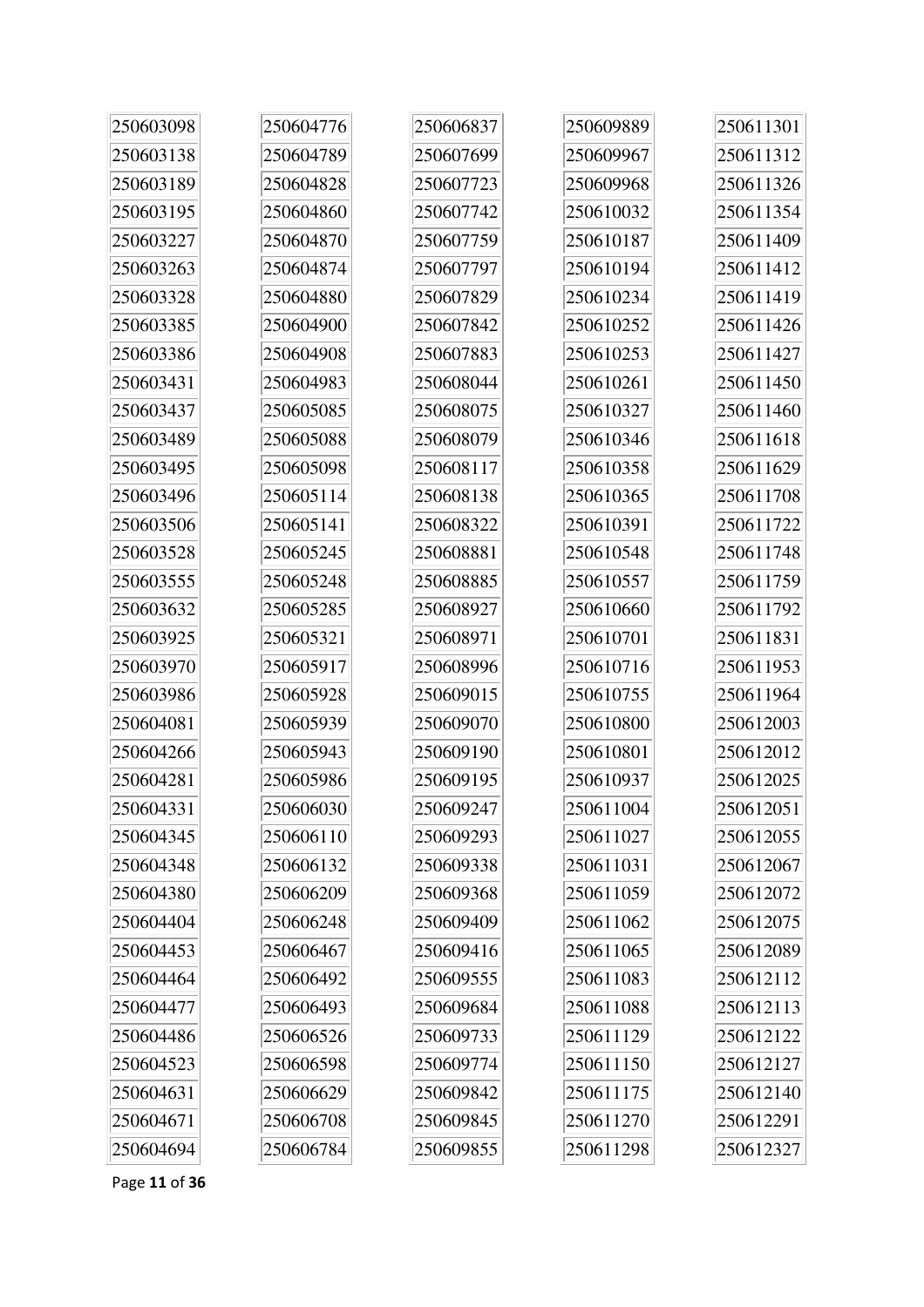| | | | | |
|---|---|---|---|---|
| 250603098 | 250604776 | 250606837 | 250609889 | 250611301 |
| 250603138 | 250604789 | 250607699 | 250609967 | 250611312 |
| 250603189 | 250604828 | 250607723 | 250609968 | 250611326 |
| 250603195 | 250604860 | 250607742 | 250610032 | 250611354 |
| 250603227 | 250604870 | 250607759 | 250610187 | 250611409 |
| 250603263 | 250604874 | 250607797 | 250610194 | 250611412 |
| 250603328 | 250604880 | 250607829 | 250610234 | 250611419 |
| 250603385 | 250604900 | 250607842 | 250610252 | 250611426 |
| 250603386 | 250604908 | 250607883 | 250610253 | 250611427 |
| 250603431 | 250604983 | 250608044 | 250610261 | 250611450 |
| 250603437 | 250605085 | 250608075 | 250610327 | 250611460 |
| 250603489 | 250605088 | 250608079 | 250610346 | 250611618 |
| 250603495 | 250605098 | 250608117 | 250610358 | 250611629 |
| 250603496 | 250605114 | 250608138 | 250610365 | 250611708 |
| 250603506 | 250605141 | 250608322 | 250610391 | 250611722 |
| 250603528 | 250605245 | 250608881 | 250610548 | 250611748 |
| 250603555 | 250605248 | 250608885 | 250610557 | 250611759 |
| 250603632 | 250605285 | 250608927 | 250610660 | 250611792 |
| 250603925 | 250605321 | 250608971 | 250610701 | 250611831 |
| 250603970 | 250605917 | 250608996 | 250610716 | 250611953 |
| 250603986 | 250605928 | 250609015 | 250610755 | 250611964 |
| 250604081 | 250605939 | 250609070 | 250610800 | 250612003 |
| 250604266 | 250605943 | 250609190 | 250610801 | 250612012 |
| 250604281 | 250605986 | 250609195 | 250610937 | 250612025 |
| 250604331 | 250606030 | 250609247 | 250611004 | 250612051 |
| 250604345 | 250606110 | 250609293 | 250611027 | 250612055 |
| 250604348 | 250606132 | 250609338 | 250611031 | 250612067 |
| 250604380 | 250606209 | 250609368 | 250611059 | 250612072 |
| 250604404 | 250606248 | 250609409 | 250611062 | 250612075 |
| 250604453 | 250606467 | 250609416 | 250611065 | 250612089 |
| 250604464 | 250606492 | 250609555 | 250611083 | 250612112 |
| 250604477 | 250606493 | 250609684 | 250611088 | 250612113 |
| 250604486 | 250606526 | 250609733 | 250611129 | 250612122 |
| 250604523 | 250606598 | 250609774 | 250611150 | 250612127 |
| 250604631 | 250606629 | 250609842 | 250611175 | 250612140 |
| 250604671 | 250606708 | 250609845 | 250611270 | 250612291 |
| 250604694 | 250606784 | 250609855 | 250611298 | 250612327 |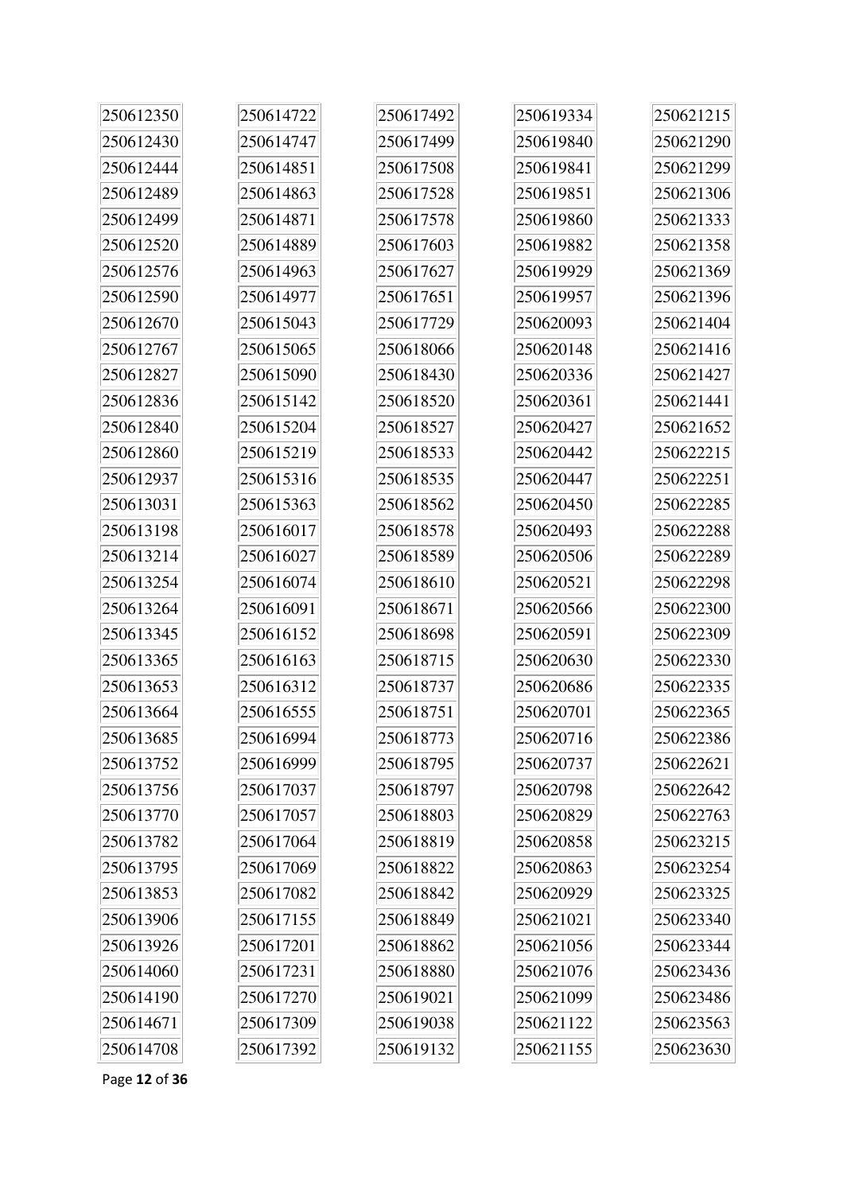250612350
250612430
250612444
250612489
250612499
250612520
250612576
250612590
250612670
250612767
250612827
250612836
250612840
250612860
250612937
250613031
250613198
250613214
250613254
250613264
250613345
250613365
250613653
250613664
250613685
250613752
250613756
250613770
250613782
250613795
250613853
250613906
250613926
250614060
250614190
250614671
250614708

250614722
250614747
250614851
250614863
250614871
250614889
250614963
250614977
250615043
250615065
250615090
250615142
250615204
250615219
250615316
250615363
250616017
250616027
250616074
250616091
250616152
250616163
250616312
250616555
250616994
250616999
250617037
250617057
250617064
250617069
250617082
250617155
250617201
250617231
250617270
250617309
250617392

250617492
250617499
250617508
250617528
250617578
250617603
250617627
250617651
250617729
250618066
250618430
250618520
250618527
250618533
250618535
250618562
250618578
250618589
250618610
250618671
250618698
250618715
250618737
250618751
250618773
250618795
250618797
250618803
250618819
250618822
250618842
250618849
250618862
250618880
250619021
250619038
250619132

250619334
250619840
250619841
250619851
250619860
250619882
250619929
250619957
250620093
250620148
250620336
250620361
250620427
250620442
250620447
250620450
250620493
250620506
250620521
250620566
250620591
250620630
250620686
250620701
250620716
250620737
250620798
250620829
250620858
250620863
250620929
250621021
250621056
250621076
250621099
250621122
250621155

250621215
250621290
250621299
250621306
250621333
250621358
250621369
250621396
250621404
250621416
250621427
250621441
250621652
250622215
250622251
250622285
250622288
250622289
250622298
250622300
250622309
250622330
250622335
250622365
250622386
250622621
250622642
250622763
250623215
250623254
250623325
250623340
250623344
250623436
250623486
250623563
250623630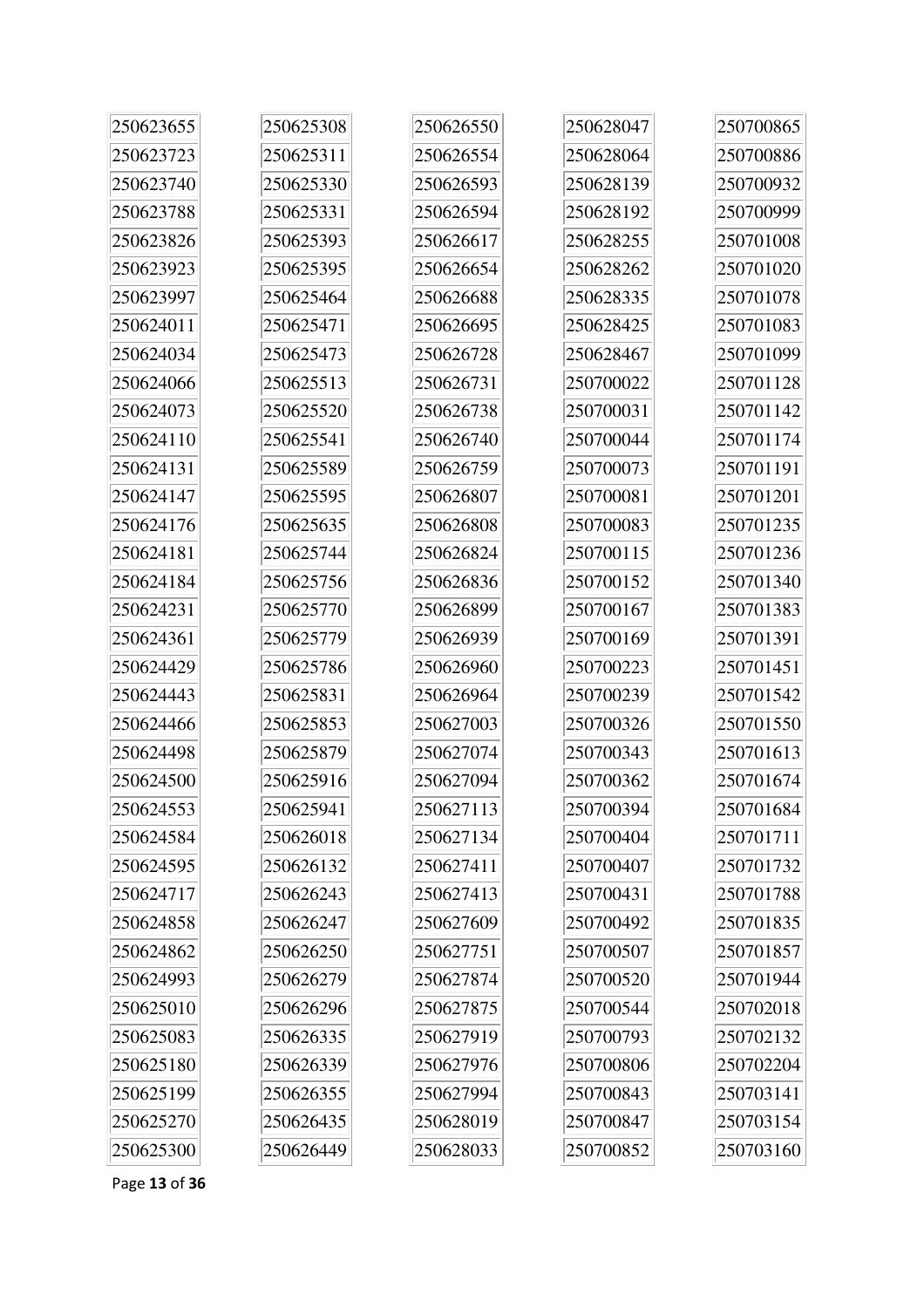| | | | | |
|---|---|---|---|---|
| 250623655 | 250625308 | 250626550 | 250628047 | 250700865 |
| 250623723 | 250625311 | 250626554 | 250628064 | 250700886 |
| 250623740 | 250625330 | 250626593 | 250628139 | 250700932 |
| 250623788 | 250625331 | 250626594 | 250628192 | 250700999 |
| 250623826 | 250625393 | 250626617 | 250628255 | 250701008 |
| 250623923 | 250625395 | 250626654 | 250628262 | 250701020 |
| 250623997 | 250625464 | 250626688 | 250628335 | 250701078 |
| 250624011 | 250625471 | 250626695 | 250628425 | 250701083 |
| 250624034 | 250625473 | 250626728 | 250628467 | 250701099 |
| 250624066 | 250625513 | 250626731 | 250700022 | 250701128 |
| 250624073 | 250625520 | 250626738 | 250700031 | 250701142 |
| 250624110 | 250625541 | 250626740 | 250700044 | 250701174 |
| 250624131 | 250625589 | 250626759 | 250700073 | 250701191 |
| 250624147 | 250625595 | 250626807 | 250700081 | 250701201 |
| 250624176 | 250625635 | 250626808 | 250700083 | 250701235 |
| 250624181 | 250625744 | 250626824 | 250700115 | 250701236 |
| 250624184 | 250625756 | 250626836 | 250700152 | 250701340 |
| 250624231 | 250625770 | 250626899 | 250700167 | 250701383 |
| 250624361 | 250625779 | 250626939 | 250700169 | 250701391 |
| 250624429 | 250625786 | 250626960 | 250700223 | 250701451 |
| 250624443 | 250625831 | 250626964 | 250700239 | 250701542 |
| 250624466 | 250625853 | 250627003 | 250700326 | 250701550 |
| 250624498 | 250625879 | 250627074 | 250700343 | 250701613 |
| 250624500 | 250625916 | 250627094 | 250700362 | 250701674 |
| 250624553 | 250625941 | 250627113 | 250700394 | 250701684 |
| 250624584 | 250626018 | 250627134 | 250700404 | 250701711 |
| 250624595 | 250626132 | 250627411 | 250700407 | 250701732 |
| 250624717 | 250626243 | 250627413 | 250700431 | 250701788 |
| 250624858 | 250626247 | 250627609 | 250700492 | 250701835 |
| 250624862 | 250626250 | 250627751 | 250700507 | 250701857 |
| 250624993 | 250626279 | 250627874 | 250700520 | 250701944 |
| 250625010 | 250626296 | 250627875 | 250700544 | 250702018 |
| 250625083 | 250626335 | 250627919 | 250700793 | 250702132 |
| 250625180 | 250626339 | 250627976 | 250700806 | 250702204 |
| 250625199 | 250626355 | 250627994 | 250700843 | 250703141 |
| 250625270 | 250626435 | 250628019 | 250700847 | 250703154 |
| 250625300 | 250626449 | 250628033 | 250700852 | 250703160 |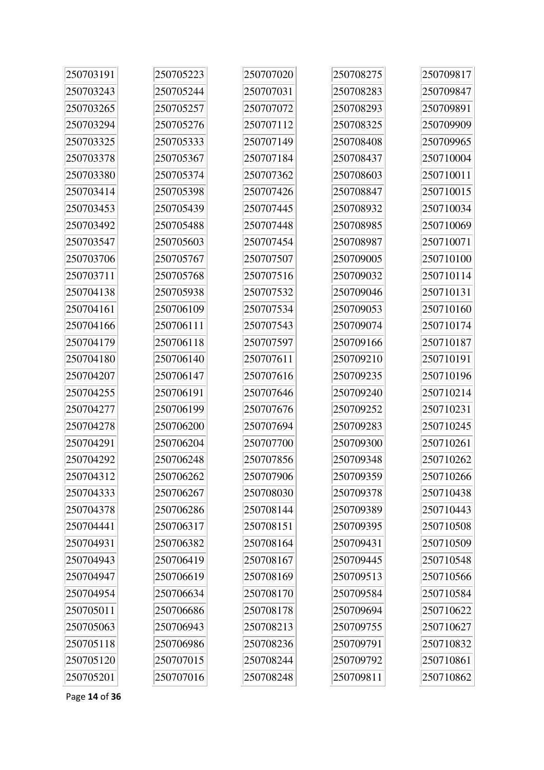| | | | | |
|---|---|---|---|---|
| 250703191 | 250705223 | 250707020 | 250708275 | 250709817 |
| 250703243 | 250705244 | 250707031 | 250708283 | 250709847 |
| 250703265 | 250705257 | 250707072 | 250708293 | 250709891 |
| 250703294 | 250705276 | 250707112 | 250708325 | 250709909 |
| 250703325 | 250705333 | 250707149 | 250708408 | 250709965 |
| 250703378 | 250705367 | 250707184 | 250708437 | 250710004 |
| 250703380 | 250705374 | 250707362 | 250708603 | 250710011 |
| 250703414 | 250705398 | 250707426 | 250708847 | 250710015 |
| 250703453 | 250705439 | 250707445 | 250708932 | 250710034 |
| 250703492 | 250705488 | 250707448 | 250708985 | 250710069 |
| 250703547 | 250705603 | 250707454 | 250708987 | 250710071 |
| 250703706 | 250705767 | 250707507 | 250709005 | 250710100 |
| 250703711 | 250705768 | 250707516 | 250709032 | 250710114 |
| 250704138 | 250705938 | 250707532 | 250709046 | 250710131 |
| 250704161 | 250706109 | 250707534 | 250709053 | 250710160 |
| 250704166 | 250706111 | 250707543 | 250709074 | 250710174 |
| 250704179 | 250706118 | 250707597 | 250709166 | 250710187 |
| 250704180 | 250706140 | 250707611 | 250709210 | 250710191 |
| 250704207 | 250706147 | 250707616 | 250709235 | 250710196 |
| 250704255 | 250706191 | 250707646 | 250709240 | 250710214 |
| 250704277 | 250706199 | 250707676 | 250709252 | 250710231 |
| 250704278 | 250706200 | 250707694 | 250709283 | 250710245 |
| 250704291 | 250706204 | 250707700 | 250709300 | 250710261 |
| 250704292 | 250706248 | 250707856 | 250709348 | 250710262 |
| 250704312 | 250706262 | 250707906 | 250709359 | 250710266 |
| 250704333 | 250706267 | 250708030 | 250709378 | 250710438 |
| 250704378 | 250706286 | 250708144 | 250709389 | 250710443 |
| 250704441 | 250706317 | 250708151 | 250709395 | 250710508 |
| 250704931 | 250706382 | 250708164 | 250709431 | 250710509 |
| 250704943 | 250706419 | 250708167 | 250709445 | 250710548 |
| 250704947 | 250706619 | 250708169 | 250709513 | 250710566 |
| 250704954 | 250706634 | 250708170 | 250709584 | 250710584 |
| 250705011 | 250706686 | 250708178 | 250709694 | 250710622 |
| 250705063 | 250706943 | 250708213 | 250709755 | 250710627 |
| 250705118 | 250706986 | 250708236 | 250709791 | 250710832 |
| 250705120 | 250707015 | 250708244 | 250709792 | 250710861 |
| 250705201 | 250707016 | 250708248 | 250709811 | 250710862 |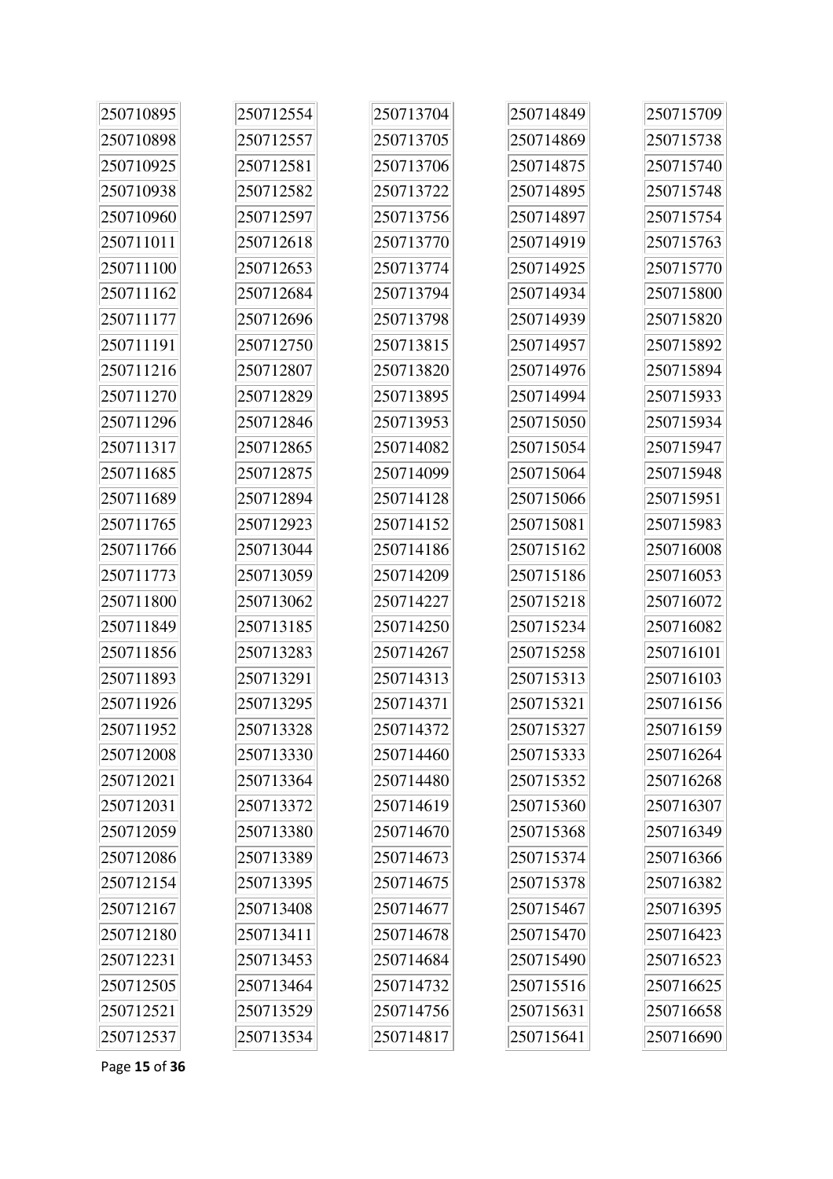| | | | | |
|---|---|---|---|---|
| 250710895 | 250712554 | 250713704 | 250714849 | 250715709 |
| 250710898 | 250712557 | 250713705 | 250714869 | 250715738 |
| 250710925 | 250712581 | 250713706 | 250714875 | 250715740 |
| 250710938 | 250712582 | 250713722 | 250714895 | 250715748 |
| 250710960 | 250712597 | 250713756 | 250714897 | 250715754 |
| 250711011 | 250712618 | 250713770 | 250714919 | 250715763 |
| 250711100 | 250712653 | 250713774 | 250714925 | 250715770 |
| 250711162 | 250712684 | 250713794 | 250714934 | 250715800 |
| 250711177 | 250712696 | 250713798 | 250714939 | 250715820 |
| 250711191 | 250712750 | 250713815 | 250714957 | 250715892 |
| 250711216 | 250712807 | 250713820 | 250714976 | 250715894 |
| 250711270 | 250712829 | 250713895 | 250714994 | 250715933 |
| 250711296 | 250712846 | 250713953 | 250715050 | 250715934 |
| 250711317 | 250712865 | 250714082 | 250715054 | 250715947 |
| 250711685 | 250712875 | 250714099 | 250715064 | 250715948 |
| 250711689 | 250712894 | 250714128 | 250715066 | 250715951 |
| 250711765 | 250712923 | 250714152 | 250715081 | 250715983 |
| 250711766 | 250713044 | 250714186 | 250715162 | 250716008 |
| 250711773 | 250713059 | 250714209 | 250715186 | 250716053 |
| 250711800 | 250713062 | 250714227 | 250715218 | 250716072 |
| 250711849 | 250713185 | 250714250 | 250715234 | 250716082 |
| 250711856 | 250713283 | 250714267 | 250715258 | 250716101 |
| 250711893 | 250713291 | 250714313 | 250715313 | 250716103 |
| 250711926 | 250713295 | 250714371 | 250715321 | 250716156 |
| 250711952 | 250713328 | 250714372 | 250715327 | 250716159 |
| 250712008 | 250713330 | 250714460 | 250715333 | 250716264 |
| 250712021 | 250713364 | 250714480 | 250715352 | 250716268 |
| 250712031 | 250713372 | 250714619 | 250715360 | 250716307 |
| 250712059 | 250713380 | 250714670 | 250715368 | 250716349 |
| 250712086 | 250713389 | 250714673 | 250715374 | 250716366 |
| 250712154 | 250713395 | 250714675 | 250715378 | 250716382 |
| 250712167 | 250713408 | 250714677 | 250715467 | 250716395 |
| 250712180 | 250713411 | 250714678 | 250715470 | 250716423 |
| 250712231 | 250713453 | 250714684 | 250715490 | 250716523 |
| 250712505 | 250713464 | 250714732 | 250715516 | 250716625 |
| 250712521 | 250713529 | 250714756 | 250715631 | 250716658 |
| 250712537 | 250713534 | 250714817 | 250715641 | 250716690 |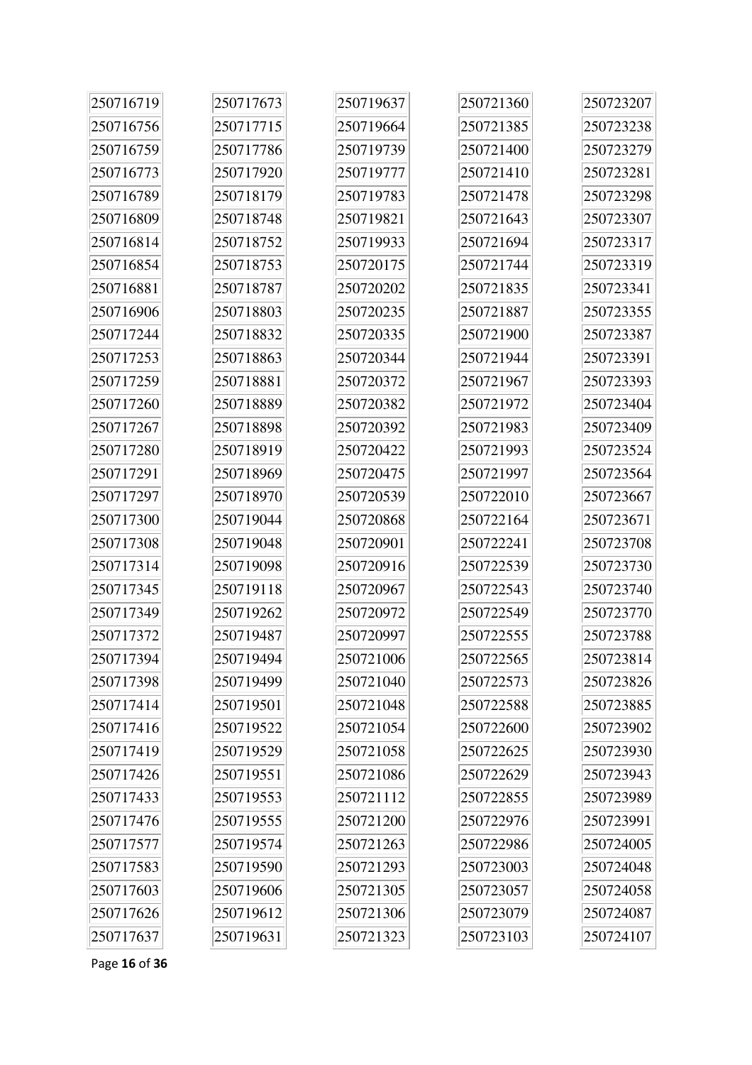| | | | | |
|---|---|---|---|---|
| 250716719 | 250717673 | 250719637 | 250721360 | 250723207 |
| 250716756 | 250717715 | 250719664 | 250721385 | 250723238 |
| 250716759 | 250717786 | 250719739 | 250721400 | 250723279 |
| 250716773 | 250717920 | 250719777 | 250721410 | 250723281 |
| 250716789 | 250718179 | 250719783 | 250721478 | 250723298 |
| 250716809 | 250718748 | 250719821 | 250721643 | 250723307 |
| 250716814 | 250718752 | 250719933 | 250721694 | 250723317 |
| 250716854 | 250718753 | 250720175 | 250721744 | 250723319 |
| 250716881 | 250718787 | 250720202 | 250721835 | 250723341 |
| 250716906 | 250718803 | 250720235 | 250721887 | 250723355 |
| 250717244 | 250718832 | 250720335 | 250721900 | 250723387 |
| 250717253 | 250718863 | 250720344 | 250721944 | 250723391 |
| 250717259 | 250718881 | 250720372 | 250721967 | 250723393 |
| 250717260 | 250718889 | 250720382 | 250721972 | 250723404 |
| 250717267 | 250718898 | 250720392 | 250721983 | 250723409 |
| 250717280 | 250718919 | 250720422 | 250721993 | 250723524 |
| 250717291 | 250718969 | 250720475 | 250721997 | 250723564 |
| 250717297 | 250718970 | 250720539 | 250722010 | 250723667 |
| 250717300 | 250719044 | 250720868 | 250722164 | 250723671 |
| 250717308 | 250719048 | 250720901 | 250722241 | 250723708 |
| 250717314 | 250719098 | 250720916 | 250722539 | 250723730 |
| 250717345 | 250719118 | 250720967 | 250722543 | 250723740 |
| 250717349 | 250719262 | 250720972 | 250722549 | 250723770 |
| 250717372 | 250719487 | 250720997 | 250722555 | 250723788 |
| 250717394 | 250719494 | 250721006 | 250722565 | 250723814 |
| 250717398 | 250719499 | 250721040 | 250722573 | 250723826 |
| 250717414 | 250719501 | 250721048 | 250722588 | 250723885 |
| 250717416 | 250719522 | 250721054 | 250722600 | 250723902 |
| 250717419 | 250719529 | 250721058 | 250722625 | 250723930 |
| 250717426 | 250719551 | 250721086 | 250722629 | 250723943 |
| 250717433 | 250719553 | 250721112 | 250722855 | 250723989 |
| 250717476 | 250719555 | 250721200 | 250722976 | 250723991 |
| 250717577 | 250719574 | 250721263 | 250722986 | 250724005 |
| 250717583 | 250719590 | 250721293 | 250723003 | 250724048 |
| 250717603 | 250719606 | 250721305 | 250723057 | 250724058 |
| 250717626 | 250719612 | 250721306 | 250723079 | 250724087 |
| 250717637 | 250719631 | 250721323 | 250723103 | 250724107 |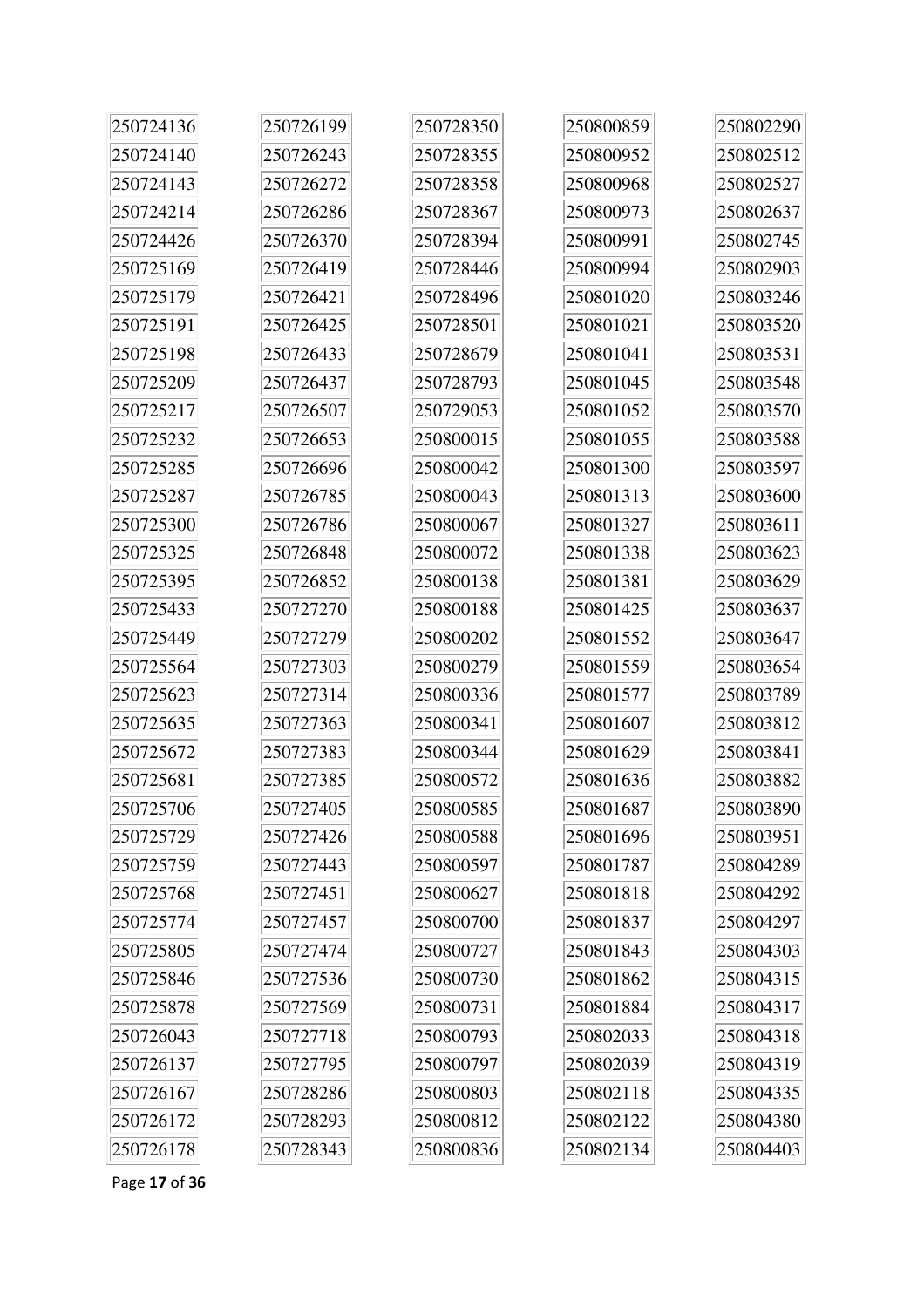| | | | | |
|---|---|---|---|---|
| 250724136 | 250726199 | 250728350 | 250800859 | 250802290 |
| 250724140 | 250726243 | 250728355 | 250800952 | 250802512 |
| 250724143 | 250726272 | 250728358 | 250800968 | 250802527 |
| 250724214 | 250726286 | 250728367 | 250800973 | 250802637 |
| 250724426 | 250726370 | 250728394 | 250800991 | 250802745 |
| 250725169 | 250726419 | 250728446 | 250800994 | 250802903 |
| 250725179 | 250726421 | 250728496 | 250801020 | 250803246 |
| 250725191 | 250726425 | 250728501 | 250801021 | 250803520 |
| 250725198 | 250726433 | 250728679 | 250801041 | 250803531 |
| 250725209 | 250726437 | 250728793 | 250801045 | 250803548 |
| 250725217 | 250726507 | 250729053 | 250801052 | 250803570 |
| 250725232 | 250726653 | 250800015 | 250801055 | 250803588 |
| 250725285 | 250726696 | 250800042 | 250801300 | 250803597 |
| 250725287 | 250726785 | 250800043 | 250801313 | 250803600 |
| 250725300 | 250726786 | 250800067 | 250801327 | 250803611 |
| 250725325 | 250726848 | 250800072 | 250801338 | 250803623 |
| 250725395 | 250726852 | 250800138 | 250801381 | 250803629 |
| 250725433 | 250727270 | 250800188 | 250801425 | 250803637 |
| 250725449 | 250727279 | 250800202 | 250801552 | 250803647 |
| 250725564 | 250727303 | 250800279 | 250801559 | 250803654 |
| 250725623 | 250727314 | 250800336 | 250801577 | 250803789 |
| 250725635 | 250727363 | 250800341 | 250801607 | 250803812 |
| 250725672 | 250727383 | 250800344 | 250801629 | 250803841 |
| 250725681 | 250727385 | 250800572 | 250801636 | 250803882 |
| 250725706 | 250727405 | 250800585 | 250801687 | 250803890 |
| 250725729 | 250727426 | 250800588 | 250801696 | 250803951 |
| 250725759 | 250727443 | 250800597 | 250801787 | 250804289 |
| 250725768 | 250727451 | 250800627 | 250801818 | 250804292 |
| 250725774 | 250727457 | 250800700 | 250801837 | 250804297 |
| 250725805 | 250727474 | 250800727 | 250801843 | 250804303 |
| 250725846 | 250727536 | 250800730 | 250801862 | 250804315 |
| 250725878 | 250727569 | 250800731 | 250801884 | 250804317 |
| 250726043 | 250727718 | 250800793 | 250802033 | 250804318 |
| 250726137 | 250727795 | 250800797 | 250802039 | 250804319 |
| 250726167 | 250728286 | 250800803 | 250802118 | 250804335 |
| 250726172 | 250728293 | 250800812 | 250802122 | 250804380 |
| 250726178 | 250728343 | 250800836 | 250802134 | 250804403 |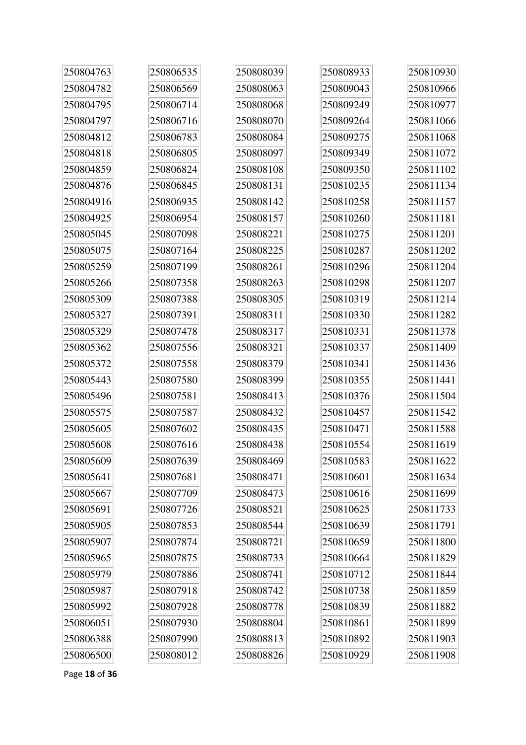| | | | | |
|---|---|---|---|---|
| 250804763 | 250806535 | 250808039 | 250808933 | 250810930 |
| 250804782 | 250806569 | 250808063 | 250809043 | 250810966 |
| 250804795 | 250806714 | 250808068 | 250809249 | 250810977 |
| 250804797 | 250806716 | 250808070 | 250809264 | 250811066 |
| 250804812 | 250806783 | 250808084 | 250809275 | 250811068 |
| 250804818 | 250806805 | 250808097 | 250809349 | 250811072 |
| 250804859 | 250806824 | 250808108 | 250809350 | 250811102 |
| 250804876 | 250806845 | 250808131 | 250810235 | 250811134 |
| 250804916 | 250806935 | 250808142 | 250810258 | 250811157 |
| 250804925 | 250806954 | 250808157 | 250810260 | 250811181 |
| 250805045 | 250807098 | 250808221 | 250810275 | 250811201 |
| 250805075 | 250807164 | 250808225 | 250810287 | 250811202 |
| 250805259 | 250807199 | 250808261 | 250810296 | 250811204 |
| 250805266 | 250807358 | 250808263 | 250810298 | 250811207 |
| 250805309 | 250807388 | 250808305 | 250810319 | 250811214 |
| 250805327 | 250807391 | 250808311 | 250810330 | 250811282 |
| 250805329 | 250807478 | 250808317 | 250810331 | 250811378 |
| 250805362 | 250807556 | 250808321 | 250810337 | 250811409 |
| 250805372 | 250807558 | 250808379 | 250810341 | 250811436 |
| 250805443 | 250807580 | 250808399 | 250810355 | 250811441 |
| 250805496 | 250807581 | 250808413 | 250810376 | 250811504 |
| 250805575 | 250807587 | 250808432 | 250810457 | 250811542 |
| 250805605 | 250807602 | 250808435 | 250810471 | 250811588 |
| 250805608 | 250807616 | 250808438 | 250810554 | 250811619 |
| 250805609 | 250807639 | 250808469 | 250810583 | 250811622 |
| 250805641 | 250807681 | 250808471 | 250810601 | 250811634 |
| 250805667 | 250807709 | 250808473 | 250810616 | 250811699 |
| 250805691 | 250807726 | 250808521 | 250810625 | 250811733 |
| 250805905 | 250807853 | 250808544 | 250810639 | 250811791 |
| 250805907 | 250807874 | 250808721 | 250810659 | 250811800 |
| 250805965 | 250807875 | 250808733 | 250810664 | 250811829 |
| 250805979 | 250807886 | 250808741 | 250810712 | 250811844 |
| 250805987 | 250807918 | 250808742 | 250810738 | 250811859 |
| 250805992 | 250807928 | 250808778 | 250810839 | 250811882 |
| 250806051 | 250807930 | 250808804 | 250810861 | 250811899 |
| 250806388 | 250807990 | 250808813 | 250810892 | 250811903 |
| 250806500 | 250808012 | 250808826 | 250810929 | 250811908 |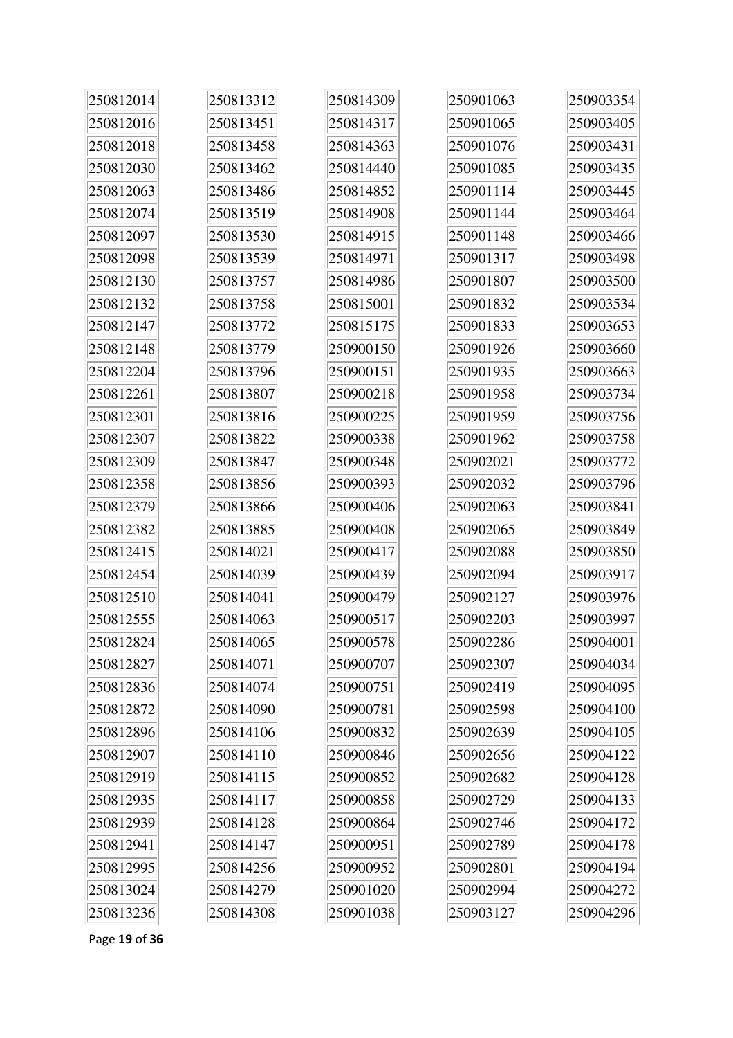| | | | | |
|---|---|---|---|---|
| 250812014 | 250813312 | 250814309 | 250901063 | 250903354 |
| 250812016 | 250813451 | 250814317 | 250901065 | 250903405 |
| 250812018 | 250813458 | 250814363 | 250901076 | 250903431 |
| 250812030 | 250813462 | 250814440 | 250901085 | 250903435 |
| 250812063 | 250813486 | 250814852 | 250901114 | 250903445 |
| 250812074 | 250813519 | 250814908 | 250901144 | 250903464 |
| 250812097 | 250813530 | 250814915 | 250901148 | 250903466 |
| 250812098 | 250813539 | 250814971 | 250901317 | 250903498 |
| 250812130 | 250813757 | 250814986 | 250901807 | 250903500 |
| 250812132 | 250813758 | 250815001 | 250901832 | 250903534 |
| 250812147 | 250813772 | 250815175 | 250901833 | 250903653 |
| 250812148 | 250813779 | 250900150 | 250901926 | 250903660 |
| 250812204 | 250813796 | 250900151 | 250901935 | 250903663 |
| 250812261 | 250813807 | 250900218 | 250901958 | 250903734 |
| 250812301 | 250813816 | 250900225 | 250901959 | 250903756 |
| 250812307 | 250813822 | 250900338 | 250901962 | 250903758 |
| 250812309 | 250813847 | 250900348 | 250902021 | 250903772 |
| 250812358 | 250813856 | 250900393 | 250902032 | 250903796 |
| 250812379 | 250813866 | 250900406 | 250902063 | 250903841 |
| 250812382 | 250813885 | 250900408 | 250902065 | 250903849 |
| 250812415 | 250814021 | 250900417 | 250902088 | 250903850 |
| 250812454 | 250814039 | 250900439 | 250902094 | 250903917 |
| 250812510 | 250814041 | 250900479 | 250902127 | 250903976 |
| 250812555 | 250814063 | 250900517 | 250902203 | 250903997 |
| 250812824 | 250814065 | 250900578 | 250902286 | 250904001 |
| 250812827 | 250814071 | 250900707 | 250902307 | 250904034 |
| 250812836 | 250814074 | 250900751 | 250902419 | 250904095 |
| 250812872 | 250814090 | 250900781 | 250902598 | 250904100 |
| 250812896 | 250814106 | 250900832 | 250902639 | 250904105 |
| 250812907 | 250814110 | 250900846 | 250902656 | 250904122 |
| 250812919 | 250814115 | 250900852 | 250902682 | 250904128 |
| 250812935 | 250814117 | 250900858 | 250902729 | 250904133 |
| 250812939 | 250814128 | 250900864 | 250902746 | 250904172 |
| 250812941 | 250814147 | 250900951 | 250902789 | 250904178 |
| 250812995 | 250814256 | 250900952 | 250902801 | 250904194 |
| 250813024 | 250814279 | 250901020 | 250902994 | 250904272 |
| 250813236 | 250814308 | 250901038 | 250903127 | 250904296 |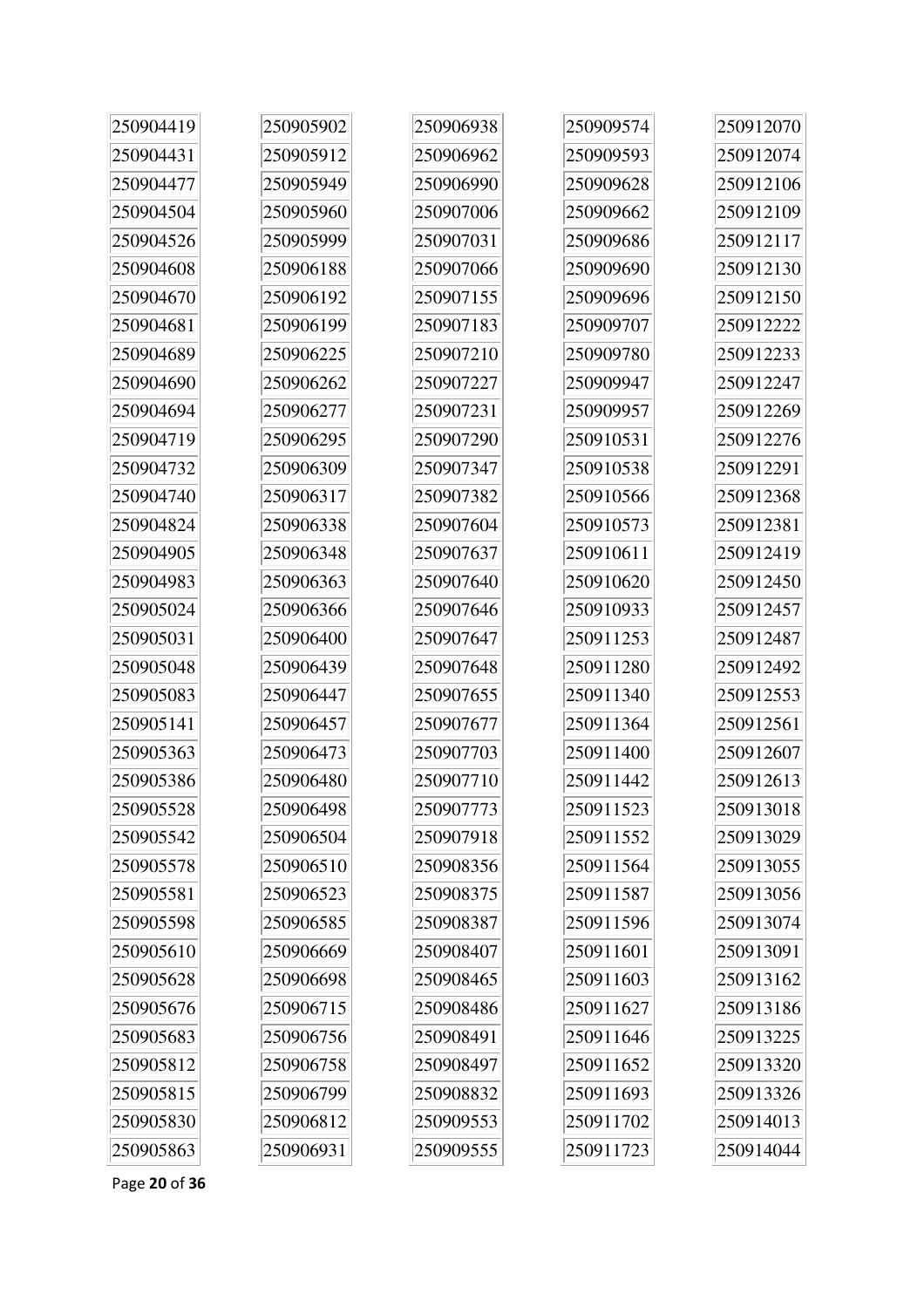| 250904419 | 250905902 | 250906938 | 250909574 | 250912070 |
|---|---|---|---|---|
| 250904431 | 250905912 | 250906962 | 250909593 | 250912074 |
| 250904477 | 250905949 | 250906990 | 250909628 | 250912106 |
| 250904504 | 250905960 | 250907006 | 250909662 | 250912109 |
| 250904526 | 250905999 | 250907031 | 250909686 | 250912117 |
| 250904608 | 250906188 | 250907066 | 250909690 | 250912130 |
| 250904670 | 250906192 | 250907155 | 250909696 | 250912150 |
| 250904681 | 250906199 | 250907183 | 250909707 | 250912222 |
| 250904689 | 250906225 | 250907210 | 250909780 | 250912233 |
| 250904690 | 250906262 | 250907227 | 250909947 | 250912247 |
| 250904694 | 250906277 | 250907231 | 250909957 | 250912269 |
| 250904719 | 250906295 | 250907290 | 250910531 | 250912276 |
| 250904732 | 250906309 | 250907347 | 250910538 | 250912291 |
| 250904740 | 250906317 | 250907382 | 250910566 | 250912368 |
| 250904824 | 250906338 | 250907604 | 250910573 | 250912381 |
| 250904905 | 250906348 | 250907637 | 250910611 | 250912419 |
| 250904983 | 250906363 | 250907640 | 250910620 | 250912450 |
| 250905024 | 250906366 | 250907646 | 250910933 | 250912457 |
| 250905031 | 250906400 | 250907647 | 250911253 | 250912487 |
| 250905048 | 250906439 | 250907648 | 250911280 | 250912492 |
| 250905083 | 250906447 | 250907655 | 250911340 | 250912553 |
| 250905141 | 250906457 | 250907677 | 250911364 | 250912561 |
| 250905363 | 250906473 | 250907703 | 250911400 | 250912607 |
| 250905386 | 250906480 | 250907710 | 250911442 | 250912613 |
| 250905528 | 250906498 | 250907773 | 250911523 | 250913018 |
| 250905542 | 250906504 | 250907918 | 250911552 | 250913029 |
| 250905578 | 250906510 | 250908356 | 250911564 | 250913055 |
| 250905581 | 250906523 | 250908375 | 250911587 | 250913056 |
| 250905598 | 250906585 | 250908387 | 250911596 | 250913074 |
| 250905610 | 250906669 | 250908407 | 250911601 | 250913091 |
| 250905628 | 250906698 | 250908465 | 250911603 | 250913162 |
| 250905676 | 250906715 | 250908486 | 250911627 | 250913186 |
| 250905683 | 250906756 | 250908491 | 250911646 | 250913225 |
| 250905812 | 250906758 | 250908497 | 250911652 | 250913320 |
| 250905815 | 250906799 | 250908832 | 250911693 | 250913326 |
| 250905830 | 250906812 | 250909553 | 250911702 | 250914013 |
| 250905863 | 250906931 | 250909555 | 250911723 | 250914044 |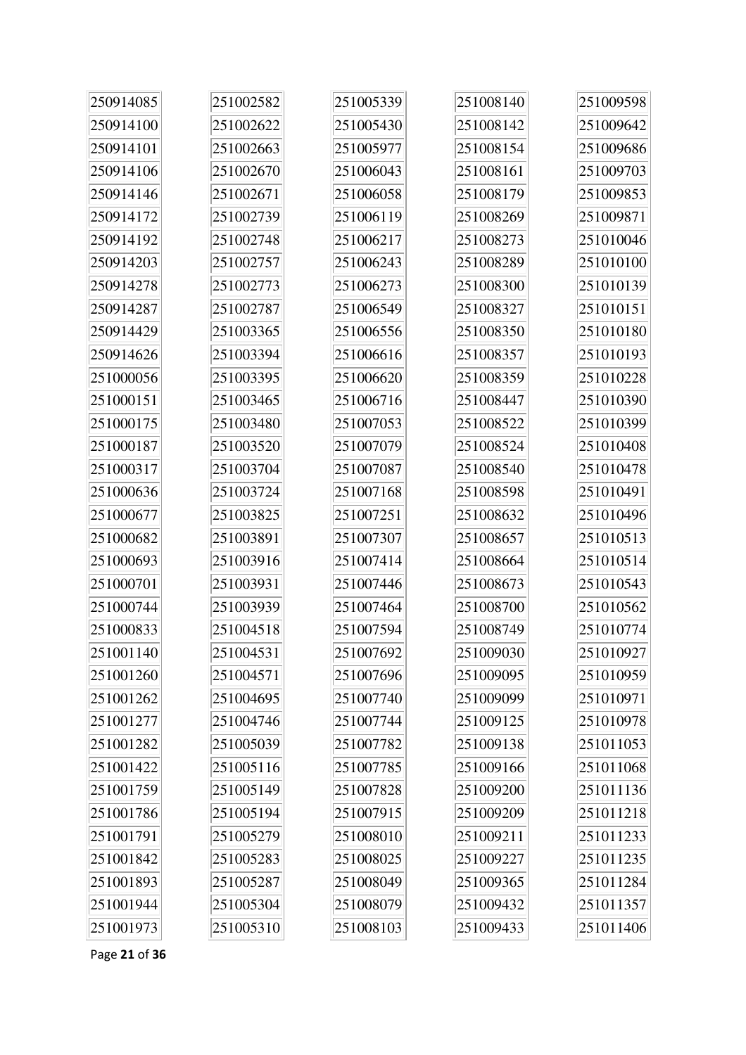| | | | | |
|---|---|---|---|---|
| 250914085 | 251002582 | 251005339 | 251008140 | 251009598 |
| 250914100 | 251002622 | 251005430 | 251008142 | 251009642 |
| 250914101 | 251002663 | 251005977 | 251008154 | 251009686 |
| 250914106 | 251002670 | 251006043 | 251008161 | 251009703 |
| 250914146 | 251002671 | 251006058 | 251008179 | 251009853 |
| 250914172 | 251002739 | 251006119 | 251008269 | 251009871 |
| 250914192 | 251002748 | 251006217 | 251008273 | 251010046 |
| 250914203 | 251002757 | 251006243 | 251008289 | 251010100 |
| 250914278 | 251002773 | 251006273 | 251008300 | 251010139 |
| 250914287 | 251002787 | 251006549 | 251008327 | 251010151 |
| 250914429 | 251003365 | 251006556 | 251008350 | 251010180 |
| 250914626 | 251003394 | 251006616 | 251008357 | 251010193 |
| 251000056 | 251003395 | 251006620 | 251008359 | 251010228 |
| 251000151 | 251003465 | 251006716 | 251008447 | 251010390 |
| 251000175 | 251003480 | 251007053 | 251008522 | 251010399 |
| 251000187 | 251003520 | 251007079 | 251008524 | 251010408 |
| 251000317 | 251003704 | 251007087 | 251008540 | 251010478 |
| 251000636 | 251003724 | 251007168 | 251008598 | 251010491 |
| 251000677 | 251003825 | 251007251 | 251008632 | 251010496 |
| 251000682 | 251003891 | 251007307 | 251008657 | 251010513 |
| 251000693 | 251003916 | 251007414 | 251008664 | 251010514 |
| 251000701 | 251003931 | 251007446 | 251008673 | 251010543 |
| 251000744 | 251003939 | 251007464 | 251008700 | 251010562 |
| 251000833 | 251004518 | 251007594 | 251008749 | 251010774 |
| 251001140 | 251004531 | 251007692 | 251009030 | 251010927 |
| 251001260 | 251004571 | 251007696 | 251009095 | 251010959 |
| 251001262 | 251004695 | 251007740 | 251009099 | 251010971 |
| 251001277 | 251004746 | 251007744 | 251009125 | 251010978 |
| 251001282 | 251005039 | 251007782 | 251009138 | 251011053 |
| 251001422 | 251005116 | 251007785 | 251009166 | 251011068 |
| 251001759 | 251005149 | 251007828 | 251009200 | 251011136 |
| 251001786 | 251005194 | 251007915 | 251009209 | 251011218 |
| 251001791 | 251005279 | 251008010 | 251009211 | 251011233 |
| 251001842 | 251005283 | 251008025 | 251009227 | 251011235 |
| 251001893 | 251005287 | 251008049 | 251009365 | 251011284 |
| 251001944 | 251005304 | 251008079 | 251009432 | 251011357 |
| 251001973 | 251005310 | 251008103 | 251009433 | 251011406 |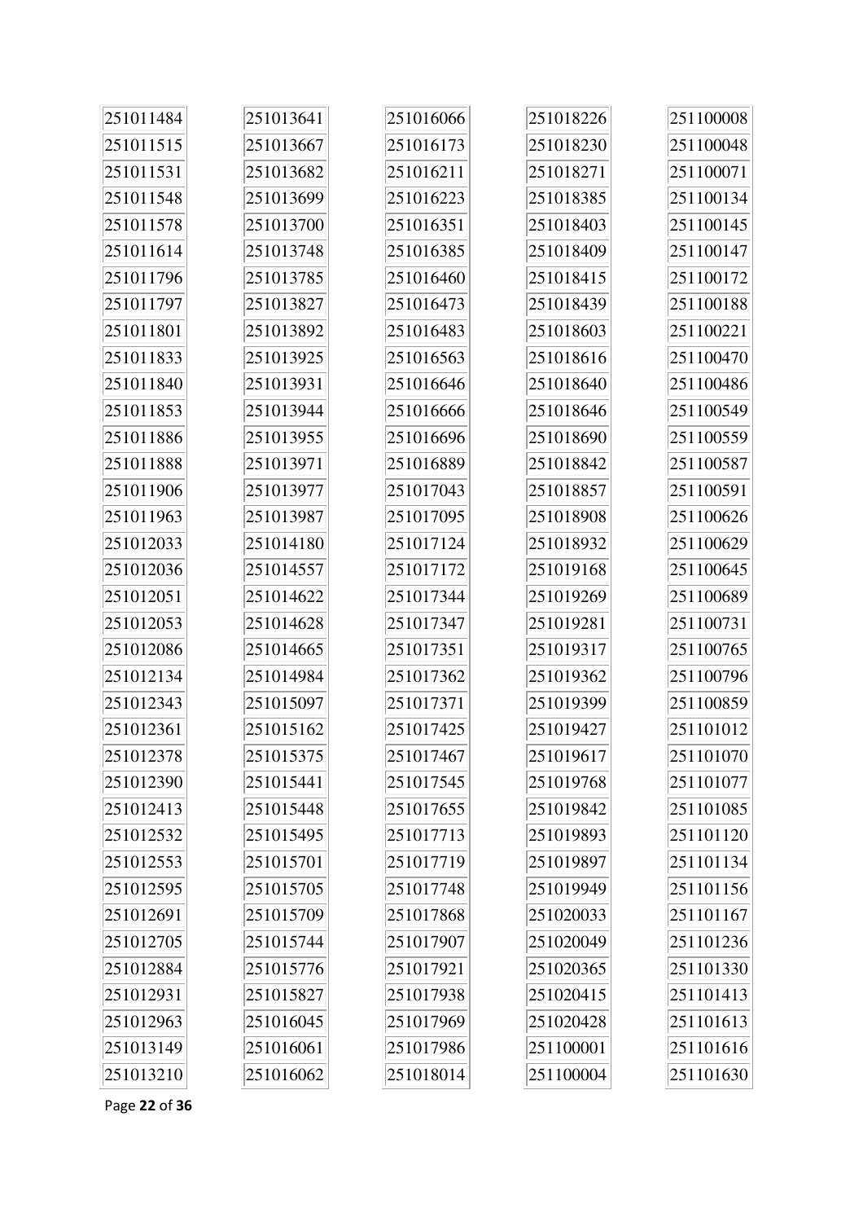| | | | | |
|---|---|---|---|---|
| 251011484 | 251013641 | 251016066 | 251018226 | 251100008 |
| 251011515 | 251013667 | 251016173 | 251018230 | 251100048 |
| 251011531 | 251013682 | 251016211 | 251018271 | 251100071 |
| 251011548 | 251013699 | 251016223 | 251018385 | 251100134 |
| 251011578 | 251013700 | 251016351 | 251018403 | 251100145 |
| 251011614 | 251013748 | 251016385 | 251018409 | 251100147 |
| 251011796 | 251013785 | 251016460 | 251018415 | 251100172 |
| 251011797 | 251013827 | 251016473 | 251018439 | 251100188 |
| 251011801 | 251013892 | 251016483 | 251018603 | 251100221 |
| 251011833 | 251013925 | 251016563 | 251018616 | 251100470 |
| 251011840 | 251013931 | 251016646 | 251018640 | 251100486 |
| 251011853 | 251013944 | 251016666 | 251018646 | 251100549 |
| 251011886 | 251013955 | 251016696 | 251018690 | 251100559 |
| 251011888 | 251013971 | 251016889 | 251018842 | 251100587 |
| 251011906 | 251013977 | 251017043 | 251018857 | 251100591 |
| 251011963 | 251013987 | 251017095 | 251018908 | 251100626 |
| 251012033 | 251014180 | 251017124 | 251018932 | 251100629 |
| 251012036 | 251014557 | 251017172 | 251019168 | 251100645 |
| 251012051 | 251014622 | 251017344 | 251019269 | 251100689 |
| 251012053 | 251014628 | 251017347 | 251019281 | 251100731 |
| 251012086 | 251014665 | 251017351 | 251019317 | 251100765 |
| 251012134 | 251014984 | 251017362 | 251019362 | 251100796 |
| 251012343 | 251015097 | 251017371 | 251019399 | 251100859 |
| 251012361 | 251015162 | 251017425 | 251019427 | 251101012 |
| 251012378 | 251015375 | 251017467 | 251019617 | 251101070 |
| 251012390 | 251015441 | 251017545 | 251019768 | 251101077 |
| 251012413 | 251015448 | 251017655 | 251019842 | 251101085 |
| 251012532 | 251015495 | 251017713 | 251019893 | 251101120 |
| 251012553 | 251015701 | 251017719 | 251019897 | 251101134 |
| 251012595 | 251015705 | 251017748 | 251019949 | 251101156 |
| 251012691 | 251015709 | 251017868 | 251020033 | 251101167 |
| 251012705 | 251015744 | 251017907 | 251020049 | 251101236 |
| 251012884 | 251015776 | 251017921 | 251020365 | 251101330 |
| 251012931 | 251015827 | 251017938 | 251020415 | 251101413 |
| 251012963 | 251016045 | 251017969 | 251020428 | 251101613 |
| 251013149 | 251016061 | 251017986 | 251100001 | 251101616 |
| 251013210 | 251016062 | 251018014 | 251100004 | 251101630 |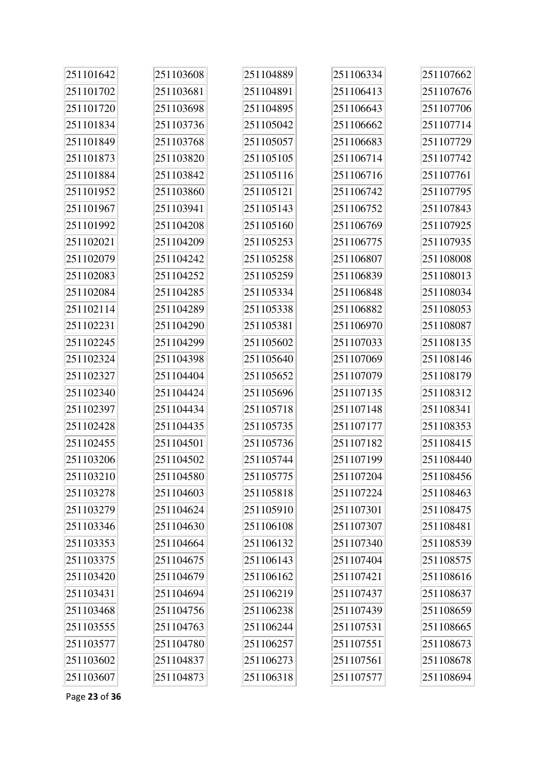251101642
251101702
251101720
251101834
251101849
251101873
251101884
251101952
251101967
251101992
251102021
251102079
251102083
251102084
251102114
251102231
251102245
251102324
251102327
251102340
251102397
251102428
251102455
251103206
251103210
251103278
251103279
251103346
251103353
251103375
251103420
251103431
251103468
251103555
251103577
251103602
251103607

251103608
251103681
251103698
251103736
251103768
251103820
251103842
251103860
251103941
251104208
251104209
251104242
251104252
251104285
251104289
251104290
251104299
251104398
251104404
251104424
251104434
251104435
251104501
251104502
251104580
251104603
251104624
251104630
251104664
251104675
251104679
251104694
251104756
251104763
251104780
251104837
251104873

251104889
251104891
251104895
251105042
251105057
251105105
251105116
251105121
251105143
251105160
251105253
251105258
251105259
251105334
251105338
251105381
251105602
251105640
251105652
251105696
251105718
251105735
251105736
251105744
251105775
251105818
251105910
251106108
251106132
251106143
251106162
251106219
251106238
251106244
251106257
251106273
251106318

251106334
251106413
251106643
251106662
251106683
251106714
251106716
251106742
251106752
251106769
251106775
251106807
251106839
251106848
251106882
251106970
251107033
251107069
251107079
251107135
251107148
251107177
251107182
251107199
251107204
251107224
251107301
251107307
251107340
251107404
251107421
251107437
251107439
251107531
251107551
251107561
251107577

251107662
251107676
251107706
251107714
251107729
251107742
251107761
251107795
251107843
251107925
251107935
251108008
251108013
251108034
251108053
251108087
251108135
251108146
251108179
251108312
251108341
251108353
251108415
251108440
251108456
251108463
251108475
251108481
251108539
251108575
251108616
251108637
251108659
251108665
251108673
251108678
251108694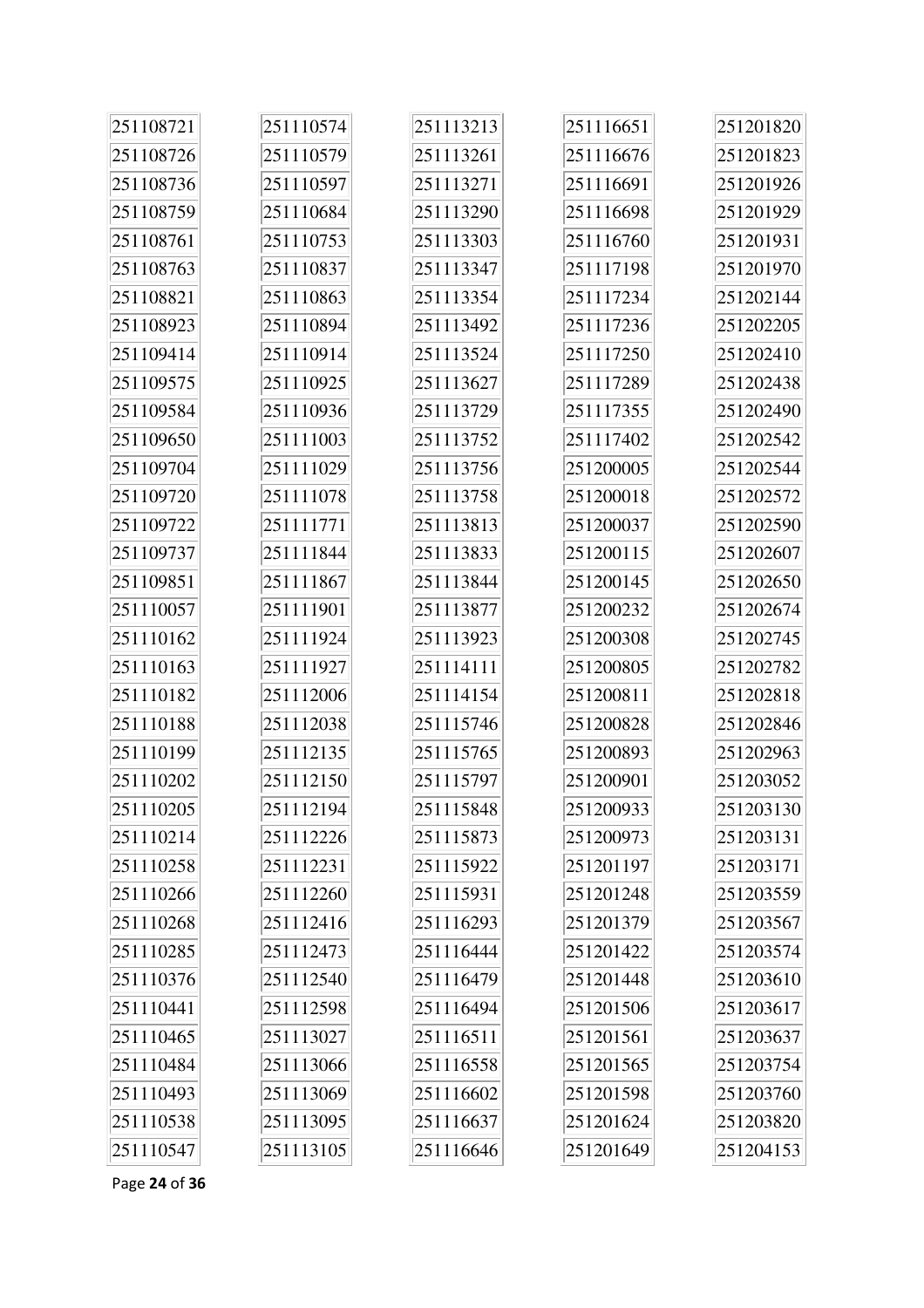251108721
251108726
251108736
251108759
251108761
251108763
251108821
251108923
251109414
251109575
251109584
251109650
251109704
251109720
251109722
251109737
251109851
251110057
251110162
251110163
251110182
251110188
251110199
251110202
251110205
251110214
251110258
251110266
251110268
251110285
251110376
251110441
251110465
251110484
251110493
251110538
251110547

251110574
251110579
251110597
251110684
251110753
251110837
251110863
251110894
251110914
251110925
251110936
251111003
251111029
251111078
251111771
251111844
251111867
251111901
251111924
251111927
251112006
251112038
251112135
251112150
251112194
251112226
251112231
251112260
251112416
251112473
251112540
251112598
251113027
251113066
251113069
251113095
251113105

251113213
251113261
251113271
251113290
251113303
251113347
251113354
251113492
251113524
251113627
251113729
251113752
251113756
251113758
251113813
251113833
251113844
251113877
251113923
251114111
251114154
251115746
251115765
251115797
251115848
251115873
251115922
251115931
251116293
251116444
251116479
251116494
251116511
251116558
251116602
251116637
251116646

251116651
251116676
251116691
251116698
251116760
251117198
251117234
251117236
251117250
251117289
251117355
251117402
251200005
251200018
251200037
251200115
251200145
251200232
251200308
251200805
251200811
251200828
251200893
251200901
251200933
251200973
251201197
251201248
251201379
251201422
251201448
251201506
251201561
251201565
251201598
251201624
251201649

251201820
251201823
251201926
251201929
251201931
251201970
251202144
251202205
251202410
251202438
251202490
251202542
251202544
251202572
251202590
251202607
251202650
251202674
251202745
251202782
251202818
251202846
251202963
251203052
251203130
251203131
251203171
251203559
251203567
251203574
251203610
251203617
251203637
251203754
251203760
251203820
251204153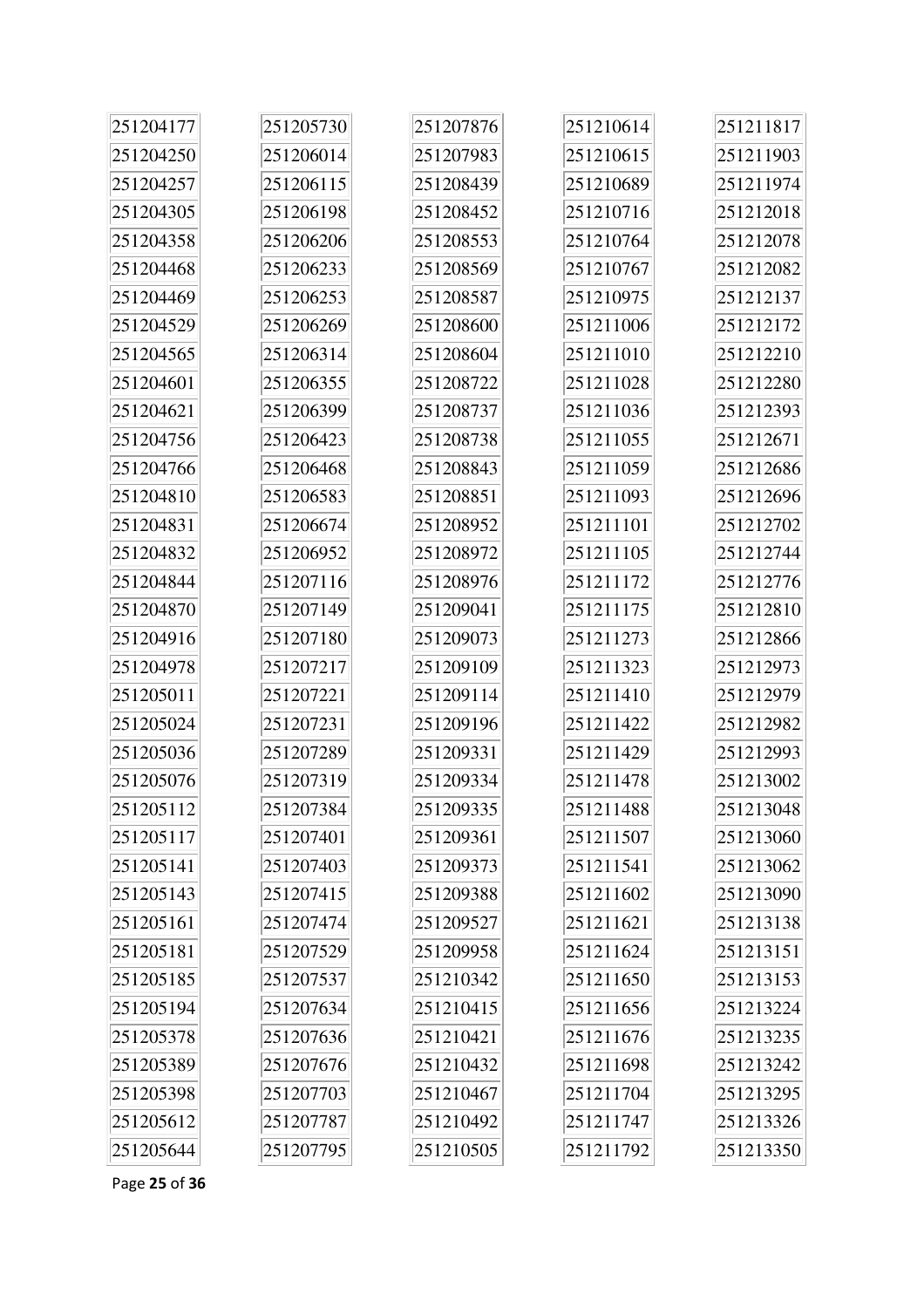251204177
251204250
251204257
251204305
251204358
251204468
251204469
251204529
251204565
251204601
251204621
251204756
251204766
251204810
251204831
251204832
251204844
251204870
251204916
251204978
251205011
251205024
251205036
251205076
251205112
251205117
251205141
251205143
251205161
251205181
251205185
251205194
251205378
251205389
251205398
251205612
251205644
251205730
251206014
251206115
251206198
251206206
251206233
251206253
251206269
251206314
251206355
251206399
251206423
251206468
251206583
251206674
251206952
251207116
251207149
251207180
251207217
251207221
251207231
251207289
251207319
251207384
251207401
251207403
251207415
251207474
251207529
251207537
251207634
251207636
251207676
251207703
251207787
251207795
251207876
251207983
251208439
251208452
251208553
251208569
251208587
251208600
251208604
251208722
251208737
251208738
251208843
251208851
251208952
251208972
251208976
251209041
251209073
251209109
251209114
251209196
251209331
251209334
251209335
251209361
251209373
251209388
251209527
251209958
251210342
251210415
251210421
251210432
251210467
251210492
251210505
251210614
251210615
251210689
251210716
251210764
251210767
251210975
251211006
251211010
251211028
251211036
251211055
251211059
251211093
251211101
251211105
251211172
251211175
251211273
251211323
251211410
251211422
251211429
251211478
251211488
251211507
251211541
251211602
251211621
251211624
251211650
251211656
251211676
251211698
251211704
251211747
251211792
251211817
251211903
251211974
251212018
251212078
251212082
251212137
251212172
251212210
251212280
251212393
251212671
251212686
251212696
251212702
251212744
251212776
251212810
251212866
251212973
251212979
251212982
251212993
251213002
251213048
251213060
251213062
251213090
251213138
251213151
251213153
251213224
251213235
251213242
251213295
251213326
251213350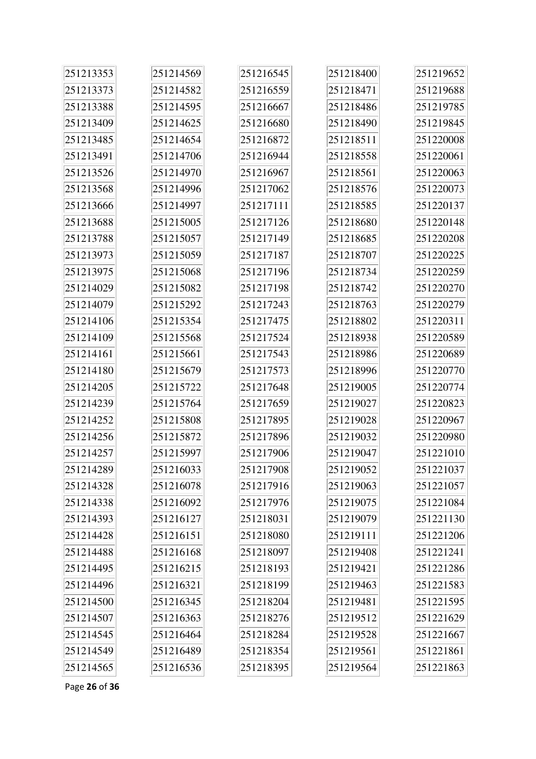| | | | | |
|---|---|---|---|---|
| 251213353 | 251214569 | 251216545 | 251218400 | 251219652 |
| 251213373 | 251214582 | 251216559 | 251218471 | 251219688 |
| 251213388 | 251214595 | 251216667 | 251218486 | 251219785 |
| 251213409 | 251214625 | 251216680 | 251218490 | 251219845 |
| 251213485 | 251214654 | 251216872 | 251218511 | 251220008 |
| 251213491 | 251214706 | 251216944 | 251218558 | 251220061 |
| 251213526 | 251214970 | 251216967 | 251218561 | 251220063 |
| 251213568 | 251214996 | 251217062 | 251218576 | 251220073 |
| 251213666 | 251214997 | 251217111 | 251218585 | 251220137 |
| 251213688 | 251215005 | 251217126 | 251218680 | 251220148 |
| 251213788 | 251215057 | 251217149 | 251218685 | 251220208 |
| 251213973 | 251215059 | 251217187 | 251218707 | 251220225 |
| 251213975 | 251215068 | 251217196 | 251218734 | 251220259 |
| 251214029 | 251215082 | 251217198 | 251218742 | 251220270 |
| 251214079 | 251215292 | 251217243 | 251218763 | 251220279 |
| 251214106 | 251215354 | 251217475 | 251218802 | 251220311 |
| 251214109 | 251215568 | 251217524 | 251218938 | 251220589 |
| 251214161 | 251215661 | 251217543 | 251218986 | 251220689 |
| 251214180 | 251215679 | 251217573 | 251218996 | 251220770 |
| 251214205 | 251215722 | 251217648 | 251219005 | 251220774 |
| 251214239 | 251215764 | 251217659 | 251219027 | 251220823 |
| 251214252 | 251215808 | 251217895 | 251219028 | 251220967 |
| 251214256 | 251215872 | 251217896 | 251219032 | 251220980 |
| 251214257 | 251215997 | 251217906 | 251219047 | 251221010 |
| 251214289 | 251216033 | 251217908 | 251219052 | 251221037 |
| 251214328 | 251216078 | 251217916 | 251219063 | 251221057 |
| 251214338 | 251216092 | 251217976 | 251219075 | 251221084 |
| 251214393 | 251216127 | 251218031 | 251219079 | 251221130 |
| 251214428 | 251216151 | 251218080 | 251219111 | 251221206 |
| 251214488 | 251216168 | 251218097 | 251219408 | 251221241 |
| 251214495 | 251216215 | 251218193 | 251219421 | 251221286 |
| 251214496 | 251216321 | 251218199 | 251219463 | 251221583 |
| 251214500 | 251216345 | 251218204 | 251219481 | 251221595 |
| 251214507 | 251216363 | 251218276 | 251219512 | 251221629 |
| 251214545 | 251216464 | 251218284 | 251219528 | 251221667 |
| 251214549 | 251216489 | 251218354 | 251219561 | 251221861 |
| 251214565 | 251216536 | 251218395 | 251219564 | 251221863 |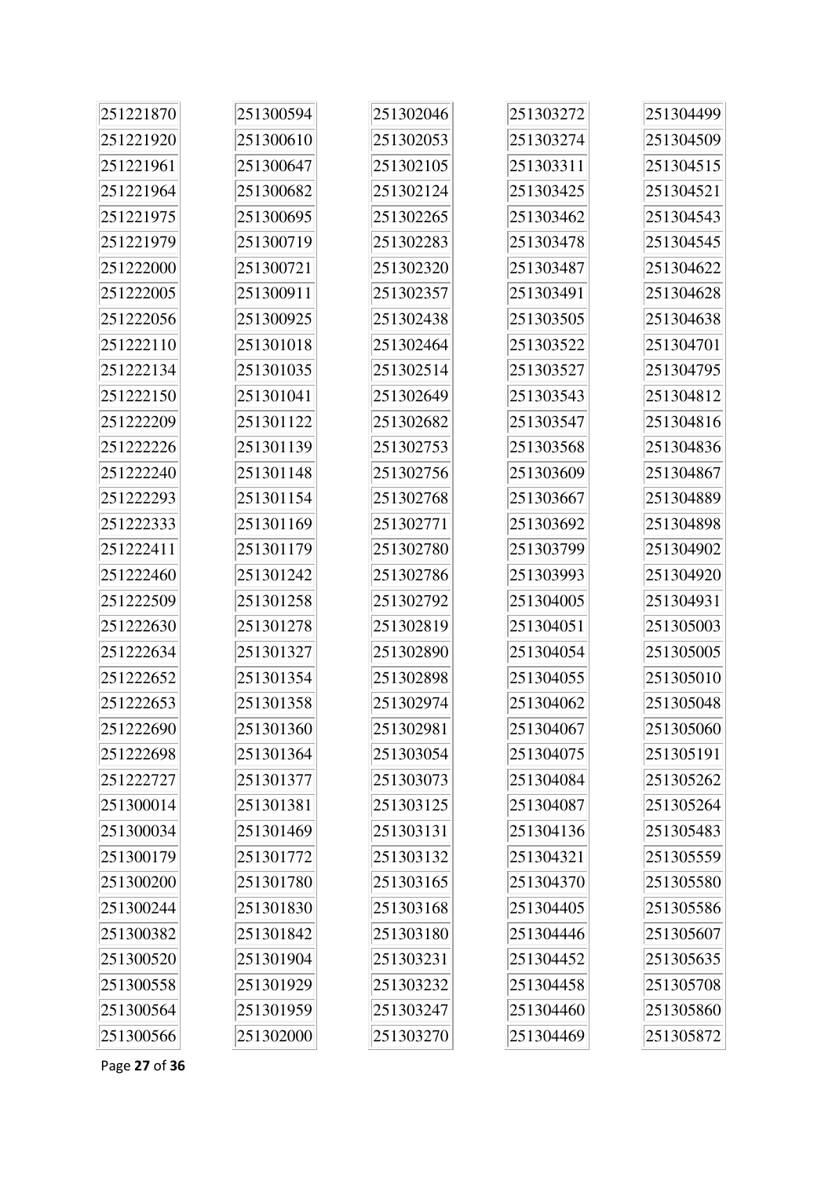251221870
251221920
251221961
251221964
251221975
251221979
251222000
251222005
251222056
251222110
251222134
251222150
251222209
251222226
251222240
251222293
251222333
251222411
251222460
251222509
251222630
251222634
251222652
251222653
251222690
251222698
251222727
251300014
251300034
251300179
251300200
251300244
251300382
251300520
251300558
251300564
251300566
251300594
251300610
251300647
251300682
251300695
251300719
251300721
251300911
251300925
251301018
251301035
251301041
251301122
251301139
251301148
251301154
251301169
251301179
251301242
251301258
251301278
251301327
251301354
251301358
251301360
251301364
251301377
251301381
251301469
251301772
251301780
251301830
251301842
251301904
251301929
251301959
251302000
251302046
251302053
251302105
251302124
251302265
251302283
251302320
251302357
251302438
251302464
251302514
251302649
251302682
251302753
251302756
251302768
251302771
251302780
251302786
251302792
251302819
251302890
251302898
251302974
251302981
251303054
251303073
251303125
251303131
251303132
251303165
251303168
251303180
251303231
251303232
251303247
251303270
251303272
251303274
251303311
251303425
251303462
251303478
251303487
251303491
251303505
251303522
251303527
251303543
251303547
251303568
251303609
251303667
251303692
251303799
251303993
251304005
251304051
251304054
251304055
251304062
251304067
251304075
251304084
251304087
251304136
251304321
251304370
251304405
251304446
251304452
251304458
251304460
251304469
251304499
251304509
251304515
251304521
251304543
251304545
251304622
251304628
251304638
251304701
251304795
251304812
251304816
251304836
251304867
251304889
251304898
251304902
251304920
251304931
251305003
251305005
251305010
251305048
251305060
251305191
251305262
251305264
251305483
251305559
251305580
251305586
251305607
251305635
251305708
251305860
251305872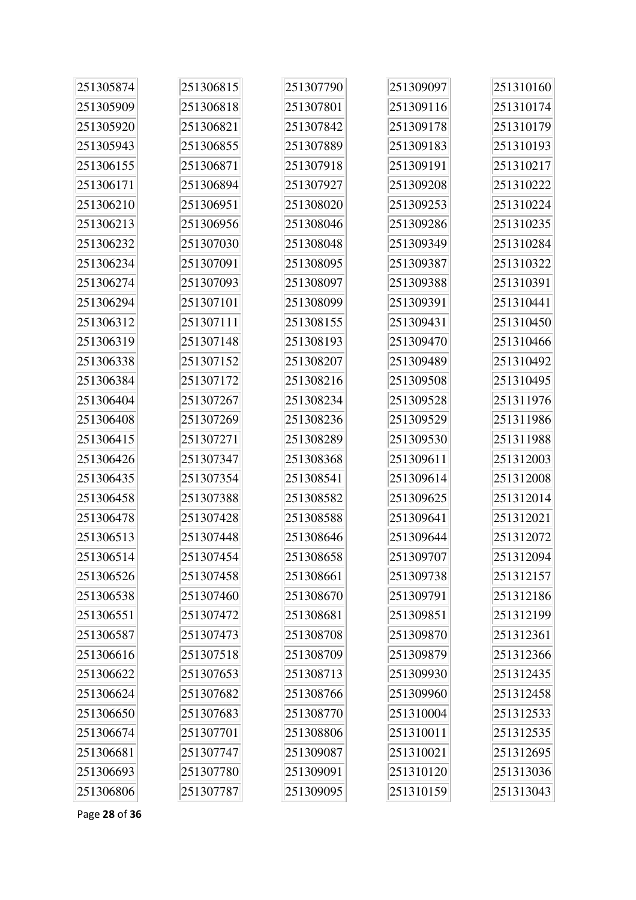| | | | | |
|---|---|---|---|---|
| 251305874 | 251306815 | 251307790 | 251309097 | 251310160 |
| 251305909 | 251306818 | 251307801 | 251309116 | 251310174 |
| 251305920 | 251306821 | 251307842 | 251309178 | 251310179 |
| 251305943 | 251306855 | 251307889 | 251309183 | 251310193 |
| 251306155 | 251306871 | 251307918 | 251309191 | 251310217 |
| 251306171 | 251306894 | 251307927 | 251309208 | 251310222 |
| 251306210 | 251306951 | 251308020 | 251309253 | 251310224 |
| 251306213 | 251306956 | 251308046 | 251309286 | 251310235 |
| 251306232 | 251307030 | 251308048 | 251309349 | 251310284 |
| 251306234 | 251307091 | 251308095 | 251309387 | 251310322 |
| 251306274 | 251307093 | 251308097 | 251309388 | 251310391 |
| 251306294 | 251307101 | 251308099 | 251309391 | 251310441 |
| 251306312 | 251307111 | 251308155 | 251309431 | 251310450 |
| 251306319 | 251307148 | 251308193 | 251309470 | 251310466 |
| 251306338 | 251307152 | 251308207 | 251309489 | 251310492 |
| 251306384 | 251307172 | 251308216 | 251309508 | 251310495 |
| 251306404 | 251307267 | 251308234 | 251309528 | 251311976 |
| 251306408 | 251307269 | 251308236 | 251309529 | 251311986 |
| 251306415 | 251307271 | 251308289 | 251309530 | 251311988 |
| 251306426 | 251307347 | 251308368 | 251309611 | 251312003 |
| 251306435 | 251307354 | 251308541 | 251309614 | 251312008 |
| 251306458 | 251307388 | 251308582 | 251309625 | 251312014 |
| 251306478 | 251307428 | 251308588 | 251309641 | 251312021 |
| 251306513 | 251307448 | 251308646 | 251309644 | 251312072 |
| 251306514 | 251307454 | 251308658 | 251309707 | 251312094 |
| 251306526 | 251307458 | 251308661 | 251309738 | 251312157 |
| 251306538 | 251307460 | 251308670 | 251309791 | 251312186 |
| 251306551 | 251307472 | 251308681 | 251309851 | 251312199 |
| 251306587 | 251307473 | 251308708 | 251309870 | 251312361 |
| 251306616 | 251307518 | 251308709 | 251309879 | 251312366 |
| 251306622 | 251307653 | 251308713 | 251309930 | 251312435 |
| 251306624 | 251307682 | 251308766 | 251309960 | 251312458 |
| 251306650 | 251307683 | 251308770 | 251310004 | 251312533 |
| 251306674 | 251307701 | 251308806 | 251310011 | 251312535 |
| 251306681 | 251307747 | 251309087 | 251310021 | 251312695 |
| 251306693 | 251307780 | 251309091 | 251310120 | 251313036 |
| 251306806 | 251307787 | 251309095 | 251310159 | 251313043 |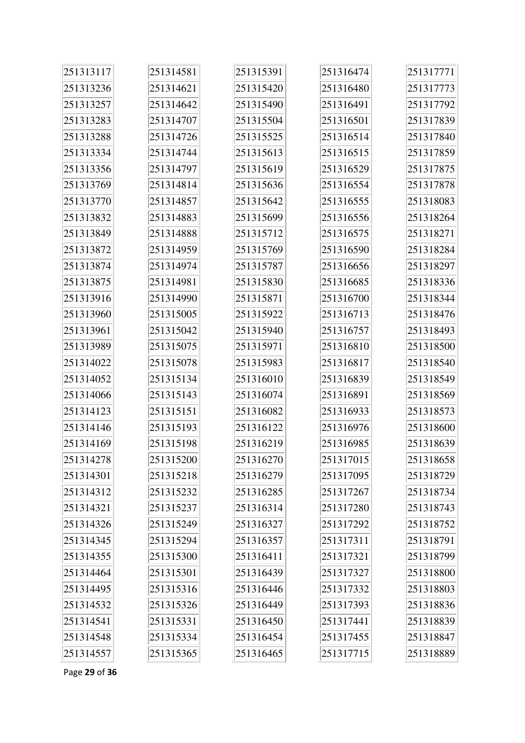| | | | | |
|---|---|---|---|---|
| 251313117 | 251314581 | 251315391 | 251316474 | 251317771 |
| 251313236 | 251314621 | 251315420 | 251316480 | 251317773 |
| 251313257 | 251314642 | 251315490 | 251316491 | 251317792 |
| 251313283 | 251314707 | 251315504 | 251316501 | 251317839 |
| 251313288 | 251314726 | 251315525 | 251316514 | 251317840 |
| 251313334 | 251314744 | 251315613 | 251316515 | 251317859 |
| 251313356 | 251314797 | 251315619 | 251316529 | 251317875 |
| 251313769 | 251314814 | 251315636 | 251316554 | 251317878 |
| 251313770 | 251314857 | 251315642 | 251316555 | 251318083 |
| 251313832 | 251314883 | 251315699 | 251316556 | 251318264 |
| 251313849 | 251314888 | 251315712 | 251316575 | 251318271 |
| 251313872 | 251314959 | 251315769 | 251316590 | 251318284 |
| 251313874 | 251314974 | 251315787 | 251316656 | 251318297 |
| 251313875 | 251314981 | 251315830 | 251316685 | 251318336 |
| 251313916 | 251314990 | 251315871 | 251316700 | 251318344 |
| 251313960 | 251315005 | 251315922 | 251316713 | 251318476 |
| 251313961 | 251315042 | 251315940 | 251316757 | 251318493 |
| 251313989 | 251315075 | 251315971 | 251316810 | 251318500 |
| 251314022 | 251315078 | 251315983 | 251316817 | 251318540 |
| 251314052 | 251315134 | 251316010 | 251316839 | 251318549 |
| 251314066 | 251315143 | 251316074 | 251316891 | 251318569 |
| 251314123 | 251315151 | 251316082 | 251316933 | 251318573 |
| 251314146 | 251315193 | 251316122 | 251316976 | 251318600 |
| 251314169 | 251315198 | 251316219 | 251316985 | 251318639 |
| 251314278 | 251315200 | 251316270 | 251317015 | 251318658 |
| 251314301 | 251315218 | 251316279 | 251317095 | 251318729 |
| 251314312 | 251315232 | 251316285 | 251317267 | 251318734 |
| 251314321 | 251315237 | 251316314 | 251317280 | 251318743 |
| 251314326 | 251315249 | 251316327 | 251317292 | 251318752 |
| 251314345 | 251315294 | 251316357 | 251317311 | 251318791 |
| 251314355 | 251315300 | 251316411 | 251317321 | 251318799 |
| 251314464 | 251315301 | 251316439 | 251317327 | 251318800 |
| 251314495 | 251315316 | 251316446 | 251317332 | 251318803 |
| 251314532 | 251315326 | 251316449 | 251317393 | 251318836 |
| 251314541 | 251315331 | 251316450 | 251317441 | 251318839 |
| 251314548 | 251315334 | 251316454 | 251317455 | 251318847 |
| 251314557 | 251315365 | 251316465 | 251317715 | 251318889 |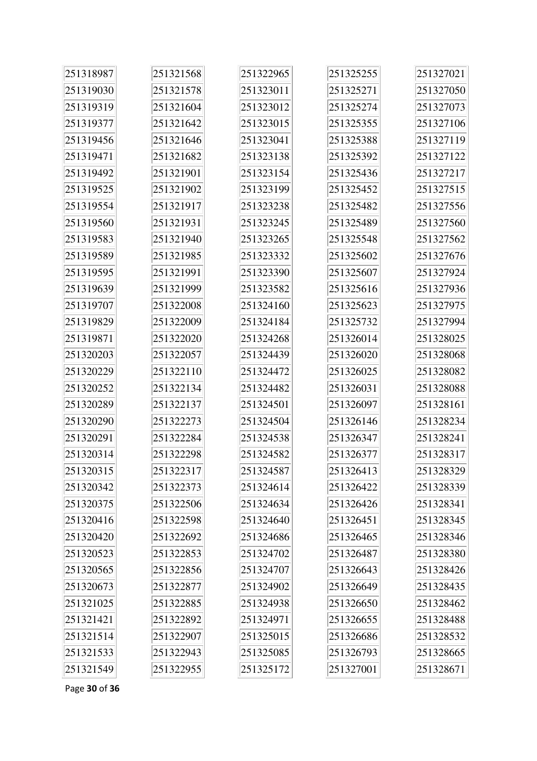| | | | | |
|---|---|---|---|---|
| 251318987 | 251321568 | 251322965 | 251325255 | 251327021 |
| 251319030 | 251321578 | 251323011 | 251325271 | 251327050 |
| 251319319 | 251321604 | 251323012 | 251325274 | 251327073 |
| 251319377 | 251321642 | 251323015 | 251325355 | 251327106 |
| 251319456 | 251321646 | 251323041 | 251325388 | 251327119 |
| 251319471 | 251321682 | 251323138 | 251325392 | 251327122 |
| 251319492 | 251321901 | 251323154 | 251325436 | 251327217 |
| 251319525 | 251321902 | 251323199 | 251325452 | 251327515 |
| 251319554 | 251321917 | 251323238 | 251325482 | 251327556 |
| 251319560 | 251321931 | 251323245 | 251325489 | 251327560 |
| 251319583 | 251321940 | 251323265 | 251325548 | 251327562 |
| 251319589 | 251321985 | 251323332 | 251325602 | 251327676 |
| 251319595 | 251321991 | 251323390 | 251325607 | 251327924 |
| 251319639 | 251321999 | 251323582 | 251325616 | 251327936 |
| 251319707 | 251322008 | 251324160 | 251325623 | 251327975 |
| 251319829 | 251322009 | 251324184 | 251325732 | 251327994 |
| 251319871 | 251322020 | 251324268 | 251326014 | 251328025 |
| 251320203 | 251322057 | 251324439 | 251326020 | 251328068 |
| 251320229 | 251322110 | 251324472 | 251326025 | 251328082 |
| 251320252 | 251322134 | 251324482 | 251326031 | 251328088 |
| 251320289 | 251322137 | 251324501 | 251326097 | 251328161 |
| 251320290 | 251322273 | 251324504 | 251326146 | 251328234 |
| 251320291 | 251322284 | 251324538 | 251326347 | 251328241 |
| 251320314 | 251322298 | 251324582 | 251326377 | 251328317 |
| 251320315 | 251322317 | 251324587 | 251326413 | 251328329 |
| 251320342 | 251322373 | 251324614 | 251326422 | 251328339 |
| 251320375 | 251322506 | 251324634 | 251326426 | 251328341 |
| 251320416 | 251322598 | 251324640 | 251326451 | 251328345 |
| 251320420 | 251322692 | 251324686 | 251326465 | 251328346 |
| 251320523 | 251322853 | 251324702 | 251326487 | 251328380 |
| 251320565 | 251322856 | 251324707 | 251326643 | 251328426 |
| 251320673 | 251322877 | 251324902 | 251326649 | 251328435 |
| 251321025 | 251322885 | 251324938 | 251326650 | 251328462 |
| 251321421 | 251322892 | 251324971 | 251326655 | 251328488 |
| 251321514 | 251322907 | 251325015 | 251326686 | 251328532 |
| 251321533 | 251322943 | 251325085 | 251326793 | 251328665 |
| 251321549 | 251322955 | 251325172 | 251327001 | 251328671 |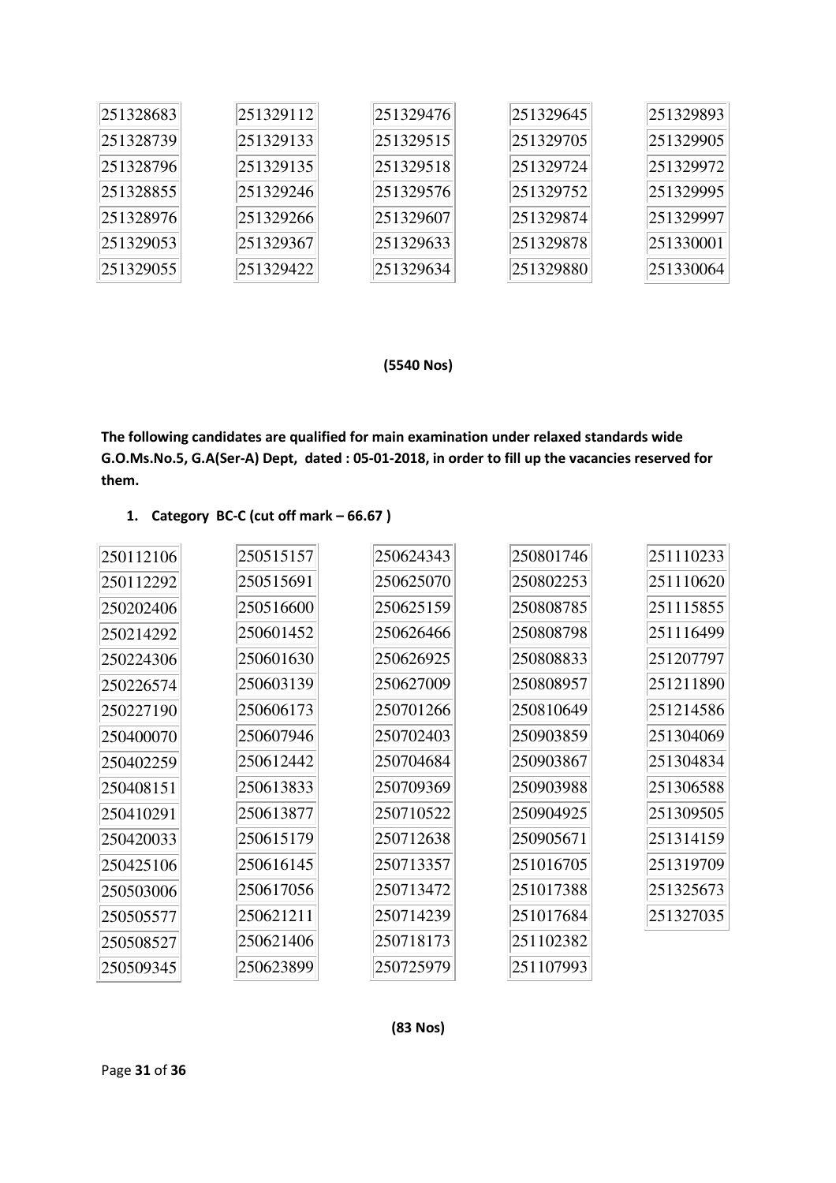| | | | | |
|---|---|---|---|---|
| 251328683 | 251329112 | 251329476 | 251329645 | 251329893 |
| 251328739 | 251329133 | 251329515 | 251329705 | 251329905 |
| 251328796 | 251329135 | 251329518 | 251329724 | 251329972 |
| 251328855 | 251329246 | 251329576 | 251329752 | 251329995 |
| 251328976 | 251329266 | 251329607 | 251329874 | 251329997 |
| 251329053 | 251329367 | 251329633 | 251329878 | 251330001 |
| 251329055 | 251329422 | 251329634 | 251329880 | 251330064 |

**(5540 Nos)**

**The following candidates are qualified for main examination under relaxed standards wide G.O.Ms.No.5, G.A(Ser-A) Dept, dated : 05-01-2018, in order to fill up the vacancies reserved for them.**

1. **Category BC-C (cut off mark – 66.67 )**

| | | | | |
|---|---|---|---|---|
| 250112106 | 250515157 | 250624343 | 250801746 | 251110233 |
| 250112292 | 250515691 | 250625070 | 250802253 | 251110620 |
| 250202406 | 250516600 | 250625159 | 250808785 | 251115855 |
| 250214292 | 250601452 | 250626466 | 250808798 | 251116499 |
| 250224306 | 250601630 | 250626925 | 250808833 | 251207797 |
| 250226574 | 250603139 | 250627009 | 250808957 | 251211890 |
| 250227190 | 250606173 | 250701266 | 250810649 | 251214586 |
| 250400070 | 250607946 | 250702403 | 250903859 | 251304069 |
| 250402259 | 250612442 | 250704684 | 250903867 | 251304834 |
| 250408151 | 250613833 | 250709369 | 250903988 | 251306588 |
| 250410291 | 250613877 | 250710522 | 250904925 | 251309505 |
| 250420033 | 250615179 | 250712638 | 250905671 | 251314159 |
| 250425106 | 250616145 | 250713357 | 251016705 | 251319709 |
| 250503006 | 250617056 | 250713472 | 251017388 | 251325673 |
| 250505577 | 250621211 | 250714239 | 251017684 | 251327035 |
| 250508527 | 250621406 | 250718173 | 251102382 | |
| 250509345 | 250623899 | 250725979 | 251107993 | |

**(83 Nos)**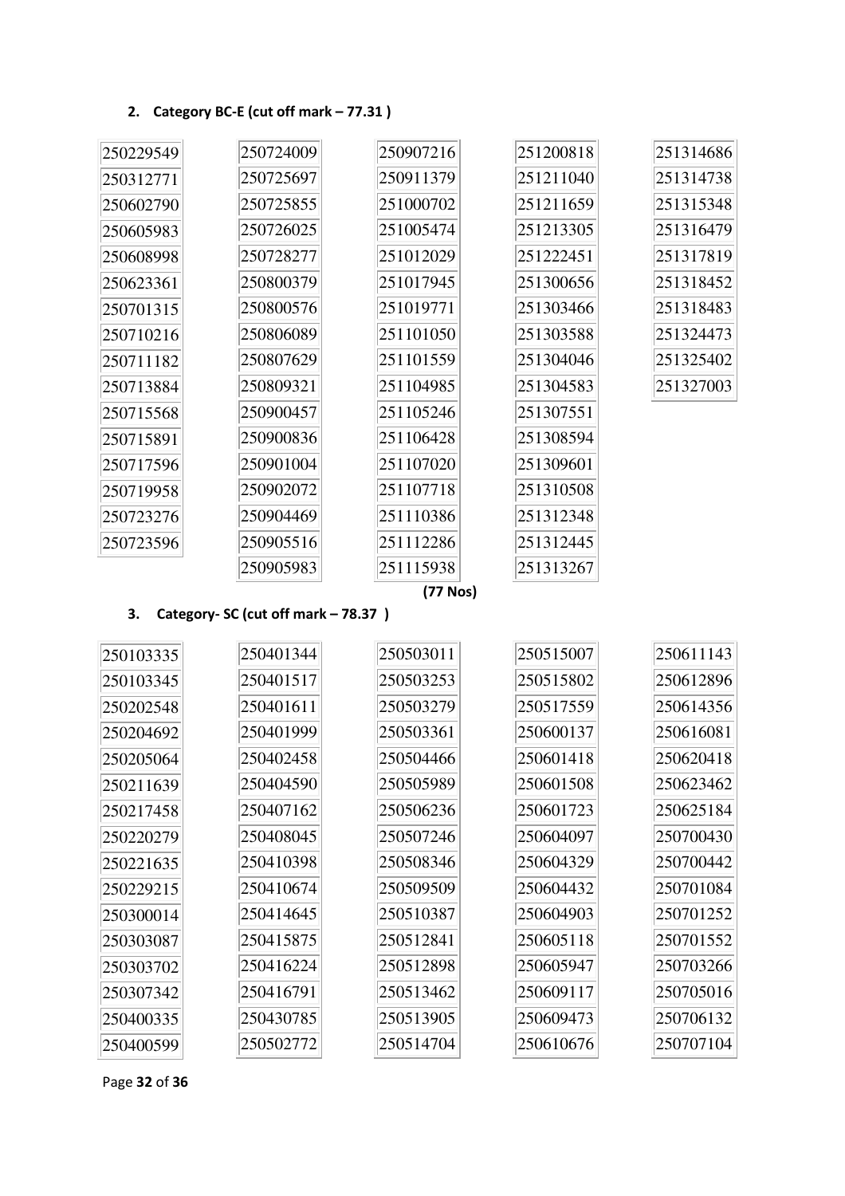**2. Category BC-E (cut off mark – 77.31 )**

| | | | | |
|---|---|---|---|---|
| 250229549 | 250724009 | 250907216 | 251200818 | 251314686 |
| 250312771 | 250725697 | 250911379 | 251211040 | 251314738 |
| 250602790 | 250725855 | 251000702 | 251211659 | 251315348 |
| 250605983 | 250726025 | 251005474 | 251213305 | 251316479 |
| 250608998 | 250728277 | 251012029 | 251222451 | 251317819 |
| 250623361 | 250800379 | 251017945 | 251300656 | 251318452 |
| 250701315 | 250800576 | 251019771 | 251303466 | 251318483 |
| 250710216 | 250806089 | 251101050 | 251303588 | 251324473 |
| 250711182 | 250807629 | 251101559 | 251304046 | 251325402 |
| 250713884 | 250809321 | 251104985 | 251304583 | 251327003 |
| 250715568 | 250900457 | 251105246 | 251307551 | |
| 250715891 | 250900836 | 251106428 | 251308594 | |
| 250717596 | 250901004 | 251107020 | 251309601 | |
| 250719958 | 250902072 | 251107718 | 251310508 | |
| 250723276 | 250904469 | 251110386 | 251312348 | |
| 250723596 | 250905516 | 251112286 | 251312445 | |
| | 250905983 | 251115938 | 251313267 | |

**(77 Nos)**

**3. Category- SC (cut off mark – 78.37 )**

| | | | | |
|---|---|---|---|---|
| 250103335 | 250401344 | 250503011 | 250515007 | 250611143 |
| 250103345 | 250401517 | 250503253 | 250515802 | 250612896 |
| 250202548 | 250401611 | 250503279 | 250517559 | 250614356 |
| 250204692 | 250401999 | 250503361 | 250600137 | 250616081 |
| 250205064 | 250402458 | 250504466 | 250601418 | 250620418 |
| 250211639 | 250404590 | 250505989 | 250601508 | 250623462 |
| 250217458 | 250407162 | 250506236 | 250601723 | 250625184 |
| 250220279 | 250408045 | 250507246 | 250604097 | 250700430 |
| 250221635 | 250410398 | 250508346 | 250604329 | 250700442 |
| 250229215 | 250410674 | 250509509 | 250604432 | 250701084 |
| 250300014 | 250414645 | 250510387 | 250604903 | 250701252 |
| 250303087 | 250415875 | 250512841 | 250605118 | 250701552 |
| 250303702 | 250416224 | 250512898 | 250605947 | 250703266 |
| 250307342 | 250416791 | 250513462 | 250609117 | 250705016 |
| 250400335 | 250430785 | 250513905 | 250609473 | 250706132 |
| 250400599 | 250502772 | 250514704 | 250610676 | 250707104 |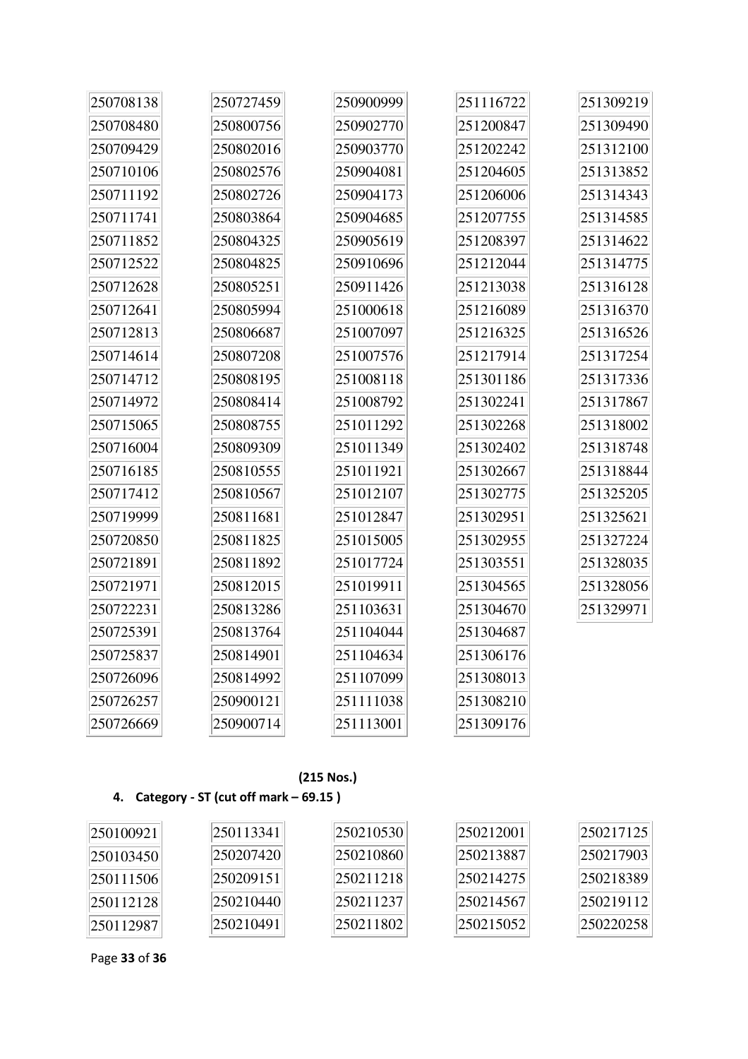| | | | | |
|---|---|---|---|---|
| 250708138 | 250727459 | 250900999 | 251116722 | 251309219 |
| 250708480 | 250800756 | 250902770 | 251200847 | 251309490 |
| 250709429 | 250802016 | 250903770 | 251202242 | 251312100 |
| 250710106 | 250802576 | 250904081 | 251204605 | 251313852 |
| 250711192 | 250802726 | 250904173 | 251206006 | 251314343 |
| 250711741 | 250803864 | 250904685 | 251207755 | 251314585 |
| 250711852 | 250804325 | 250905619 | 251208397 | 251314622 |
| 250712522 | 250804825 | 250910696 | 251212044 | 251314775 |
| 250712628 | 250805251 | 250911426 | 251213038 | 251316128 |
| 250712641 | 250805994 | 251000618 | 251216089 | 251316370 |
| 250712813 | 250806687 | 251007097 | 251216325 | 251316526 |
| 250714614 | 250807208 | 251007576 | 251217914 | 251317254 |
| 250714712 | 250808195 | 251008118 | 251301186 | 251317336 |
| 250714972 | 250808414 | 251008792 | 251302241 | 251317867 |
| 250715065 | 250808755 | 251011292 | 251302268 | 251318002 |
| 250716004 | 250809309 | 251011349 | 251302402 | 251318748 |
| 250716185 | 250810555 | 251011921 | 251302667 | 251318844 |
| 250717412 | 250810567 | 251012107 | 251302775 | 251325205 |
| 250719999 | 250811681 | 251012847 | 251302951 | 251325621 |
| 250720850 | 250811825 | 251015005 | 251302955 | 251327224 |
| 250721891 | 250811892 | 251017724 | 251303551 | 251328035 |
| 250721971 | 250812015 | 251019911 | 251304565 | 251328056 |
| 250722231 | 250813286 | 251103631 | 251304670 | 251329971 |
| 250725391 | 250813764 | 251104044 | 251304687 | |
| 250725837 | 250814901 | 251104634 | 251306176 | |
| 250726096 | 250814992 | 251107099 | 251308013 | |
| 250726257 | 250900121 | 251111038 | 251308210 | |
| 250726669 | 250900714 | 251113001 | 251309176 | |

**(215 Nos.)**

**4. Category - ST (cut off mark – 69.15 )**

| | | | | |
|---|---|---|---|---|
| 250100921 | 250113341 | 250210530 | 250212001 | 250217125 |
| 250103450 | 250207420 | 250210860 | 250213887 | 250217903 |
| 250111506 | 250209151 | 250211218 | 250214275 | 250218389 |
| 250112128 | 250210440 | 250211237 | 250214567 | 250219112 |
| 250112987 | 250210491 | 250211802 | 250215052 | 250220258 |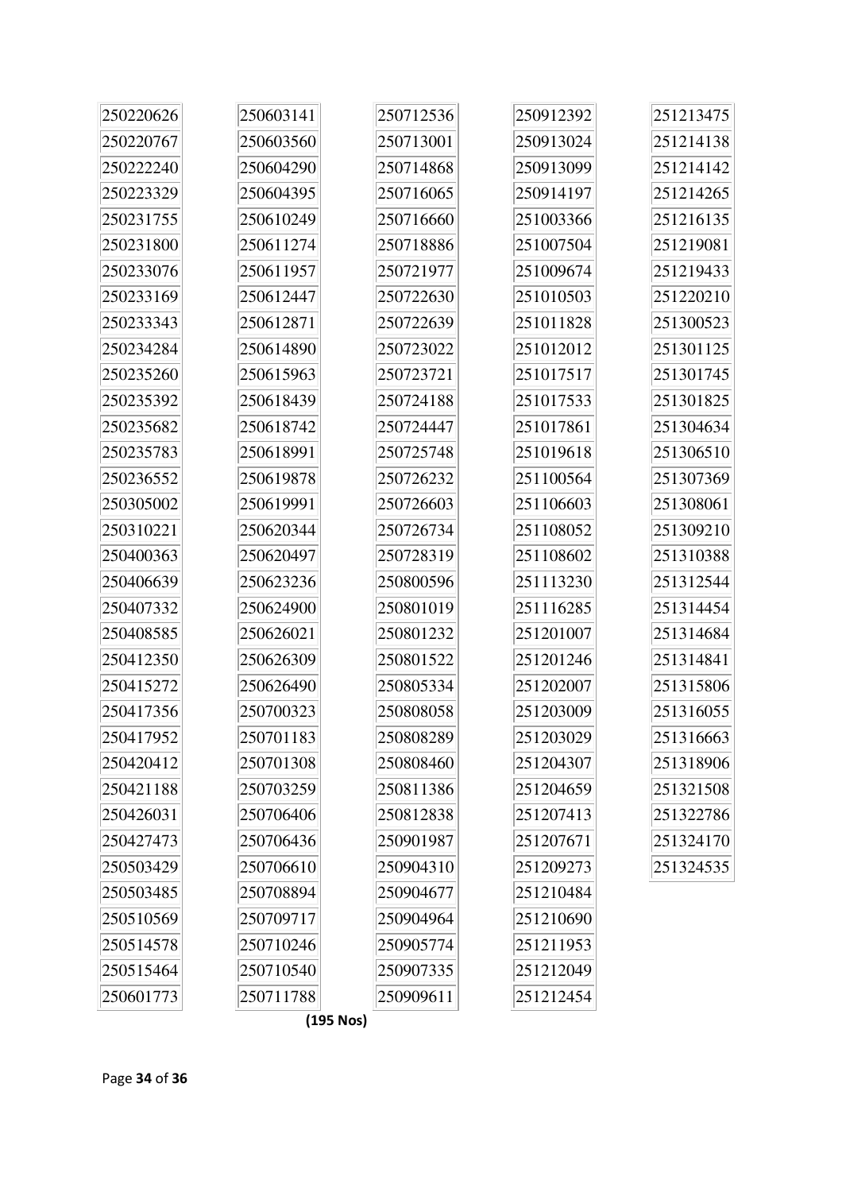| 250220626 | 250603141 | 250712536 | 250912392 | 251213475 |
|---|---|---|---|---|
| 250220767 | 250603560 | 250713001 | 250913024 | 251214138 |
| 250222240 | 250604290 | 250714868 | 250913099 | 251214142 |
| 250223329 | 250604395 | 250716065 | 250914197 | 251214265 |
| 250231755 | 250610249 | 250716660 | 251003366 | 251216135 |
| 250231800 | 250611274 | 250718886 | 251007504 | 251219081 |
| 250233076 | 250611957 | 250721977 | 251009674 | 251219433 |
| 250233169 | 250612447 | 250722630 | 251010503 | 251220210 |
| 250233343 | 250612871 | 250722639 | 251011828 | 251300523 |
| 250234284 | 250614890 | 250723022 | 251012012 | 251301125 |
| 250235260 | 250615963 | 250723721 | 251017517 | 251301745 |
| 250235392 | 250618439 | 250724188 | 251017533 | 251301825 |
| 250235682 | 250618742 | 250724447 | 251017861 | 251304634 |
| 250235783 | 250618991 | 250725748 | 251019618 | 251306510 |
| 250236552 | 250619878 | 250726232 | 251100564 | 251307369 |
| 250305002 | 250619991 | 250726603 | 251106603 | 251308061 |
| 250310221 | 250620344 | 250726734 | 251108052 | 251309210 |
| 250400363 | 250620497 | 250728319 | 251108602 | 251310388 |
| 250406639 | 250623236 | 250800596 | 251113230 | 251312544 |
| 250407332 | 250624900 | 250801019 | 251116285 | 251314454 |
| 250408585 | 250626021 | 250801232 | 251201007 | 251314684 |
| 250412350 | 250626309 | 250801522 | 251201246 | 251314841 |
| 250415272 | 250626490 | 250805334 | 251202007 | 251315806 |
| 250417356 | 250700323 | 250808058 | 251203009 | 251316055 |
| 250417952 | 250701183 | 250808289 | 251203029 | 251316663 |
| 250420412 | 250701308 | 250808460 | 251204307 | 251318906 |
| 250421188 | 250703259 | 250811386 | 251204659 | 251321508 |
| 250426031 | 250706406 | 250812838 | 251207413 | 251322786 |
| 250427473 | 250706436 | 250901987 | 251207671 | 251324170 |
| 250503429 | 250706610 | 250904310 | 251209273 | 251324535 |
| 250503485 | 250708894 | 250904677 | 251210484 | |
| 250510569 | 250709717 | 250904964 | 251210690 | |
| 250514578 | 250710246 | 250905774 | 251211953 | |
| 250515464 | 250710540 | 250907335 | 251212049 | |
| 250601773 | 250711788 | 250909611 | 251212454 | |

**(195 Nos)**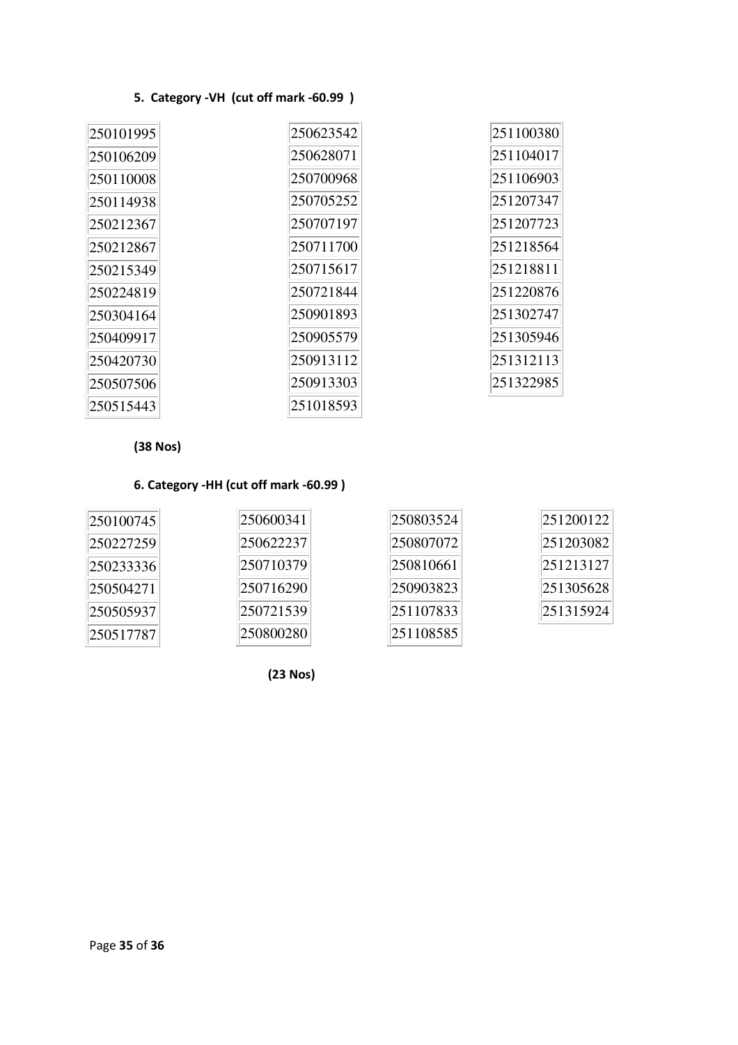**5. Category -VH (cut off mark -60.99 )**

| | | |
|---|---|---|
| 250101995 | 250623542 | 251100380 |
| 250106209 | 250628071 | 251104017 |
| 250110008 | 250700968 | 251106903 |
| 250114938 | 250705252 | 251207347 |
| 250212367 | 250707197 | 251207723 |
| 250212867 | 250711700 | 251218564 |
| 250215349 | 250715617 | 251218811 |
| 250224819 | 250721844 | 251220876 |
| 250304164 | 250901893 | 251302747 |
| 250409917 | 250905579 | 251305946 |
| 250420730 | 250913112 | 251312113 |
| 250507506 | 250913303 | 251322985 |
| 250515443 | 251018593 | |

**(38 Nos)**

**6. Category -HH (cut off mark -60.99 )**

| | | | |
|---|---|---|---|
| 250100745 | 250600341 | 250803524 | 251200122 |
| 250227259 | 250622237 | 250807072 | 251203082 |
| 250233336 | 250710379 | 250810661 | 251213127 |
| 250504271 | 250716290 | 250903823 | 251305628 |
| 250505937 | 250721539 | 251107833 | 251315924 |
| 250517787 | 250800280 | 251108585 | |

**(23 Nos)**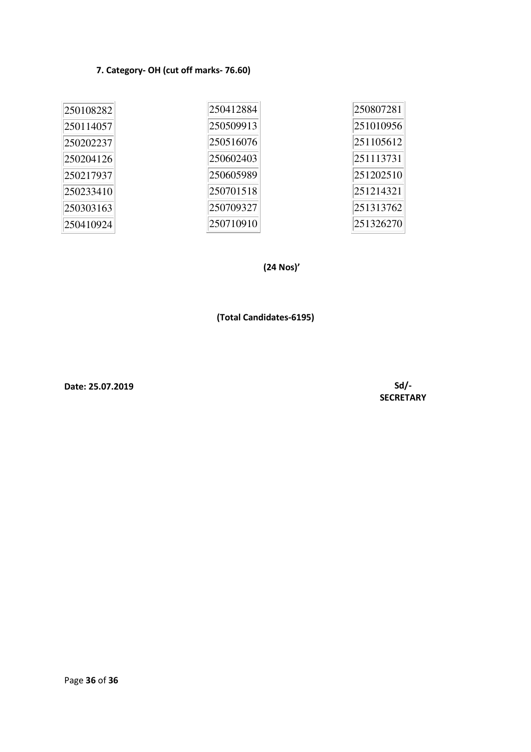**7. Category- OH (cut off marks- 76.60)**

| | | |
|---|---|---|
| 250108282 | 250412884 | 250807281 |
| 250114057 | 250509913 | 251010956 |
| 250202237 | 250516076 | 251105612 |
| 250204126 | 250602403 | 251113731 |
| 250217937 | 250605989 | 251202510 |
| 250233410 | 250701518 | 251214321 |
| 250303163 | 250709327 | 251313762 |
| 250410924 | 250710910 | 251326270 |

**(24 Nos)'**

**(Total Candidates-6195)**

**Date: 25.07.2019**

**Sd/-**
**SECRETARY**